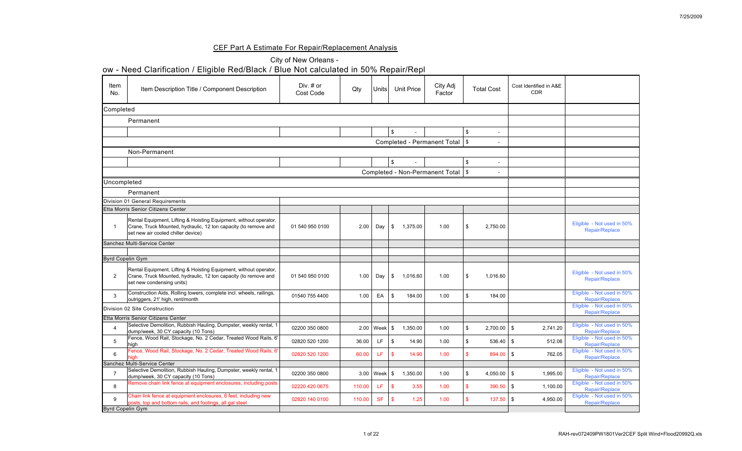## CEF Part A Estimate For Repair/Replacement Analysis

City of New Orleans -

ow - Need Clarification / Eligible Red/Black / Blue Not calculated in 50% Repair/Repl

| Item No. | Item Description Title / Component Description | Div. # or Cost Code | Qty | Units | Unit Price | City Adj Factor | Total Cost | Cost Identified in A&E CDR | |
|---|---|---|---|---|---|---|---|---|---|
| Completed | | | | | | | | | |
| | Permanent | | | | | | | | |
| | | | | | $ - | | $ - | | |
| | | | | | Completed - Permanent Total | | $ - | | |
| | Non-Permanent | | | | | | | | |
| | | | | | $ - | | $ - | | |
| | | | | | Completed - Non-Permanent Total | | $ - | | |
| Uncompleted | | | | | | | | | |
| | Permanent | | | | | | | | |
| Division 01 General Requirements | | | | | | | | | |
| Etta Morris Senior Citizens Center | | | | | | | | | |
| 1 | Rental Equipment, Lifting & Hoisting Equipment, without operator, Crane, Truck Mounted, hydraulic, 12 ton capacity (to remove and set new air cooled chiller device) | 01 540 950 0100 | 2.00 | Day | $ 1,375.00 | 1.00 | $ 2,750.00 | | Eligible - Not used in 50% Repair/Replace |
| Sanchez Multi-Service Center | | | | | | | | | |
| | | | | | | | | | |
| Byrd Copelin Gym | | | | | | | | | |
| 2 | Rental Equipment, Lifting & Hoisting Equipment, without operator, Crane, Truck Mounted, hydraulic, 12 ton capacity (to remove and set new condensing units) | 01 540 950 0100 | 1.00 | Day | $ 1,016.60 | 1.00 | $ 1,016.60 | | Eligible - Not used in 50% Repair/Replace |
| 3 | Construction Aids, Rolling towers, complete incl. wheels, railings, outriggers, 21' high, rent/month | 01540 755 4400 | 1.00 | EA | $ 184.00 | 1.00 | $ 184.00 | | Eligible - Not used in 50% Repair/Replace |
| Division 02 Site Construction | | | | | | | | | Eligible - Not used in 50% Repair/Replace |
| Etta Morris Senior Citizens Center | | | | | | | | | |
| 4 | Selective Demolition, Rubbish Hauling, Dumpster, weekly rental, 1 dump/week, 30 CY capacity (10 Tons) | 02200 350 0800 | 2.00 | Week | $ 1,350.00 | 1.00 | $ 2,700.00 | $ 2,741.20 | Eligible - Not used in 50% Repair/Replace |
| 5 | Fence, Wood Rail, Stockage, No. 2 Cedar, Treated Wood Rails, 6' high | 02820 520 1200 | 36.00 | LF | $ 14.90 | 1.00 | $ 536.40 | $ 512.06 | Eligible - Not used in 50% Repair/Replace |
| 6 | Fence, Wood Rail, Stockage, No. 2 Cedar, Treated Wood Rails, 6' high | 02820 520 1200 | 60.00 | LF | $ 14.90 | 1.00 | $ 894.00 | $ 762.05 | Eligible - Not used in 50% Repair/Replace |
| Sanchez Multi-Service Center | | | | | | | | | |
| 7 | Selective Demolition, Rubbish Hauling, Dumpster, weekly rental, 1 dump/week, 30 CY capacity (10 Tons) | 02200 350 0800 | 3.00 | Week | $ 1,350.00 | 1.00 | $ 4,050.00 | $ 1,995.00 | Eligible - Not used in 50% Repair/Replace |
| 8 | Remove chain link fence at equipment enclosures, including posts | 02220 420 0675 | 110.00 | LF | $ 3.55 | 1.00 | $ 390.50 | $ 1,100.00 | Eligible - Not used in 50% Repair/Replace |
| 9 | Chain link fence at equipment enclosures, 6 feet, including new posts, top and bottom rails, and footings, all gal steel | 02820 140 0100 | 110.00 | SF | $ 1.25 | 1.00 | $ 137.50 | $ 4,950.00 | Eligible - Not used in 50% Repair/Replace |
| Byrd Copelin Gym | | | | | | | | | |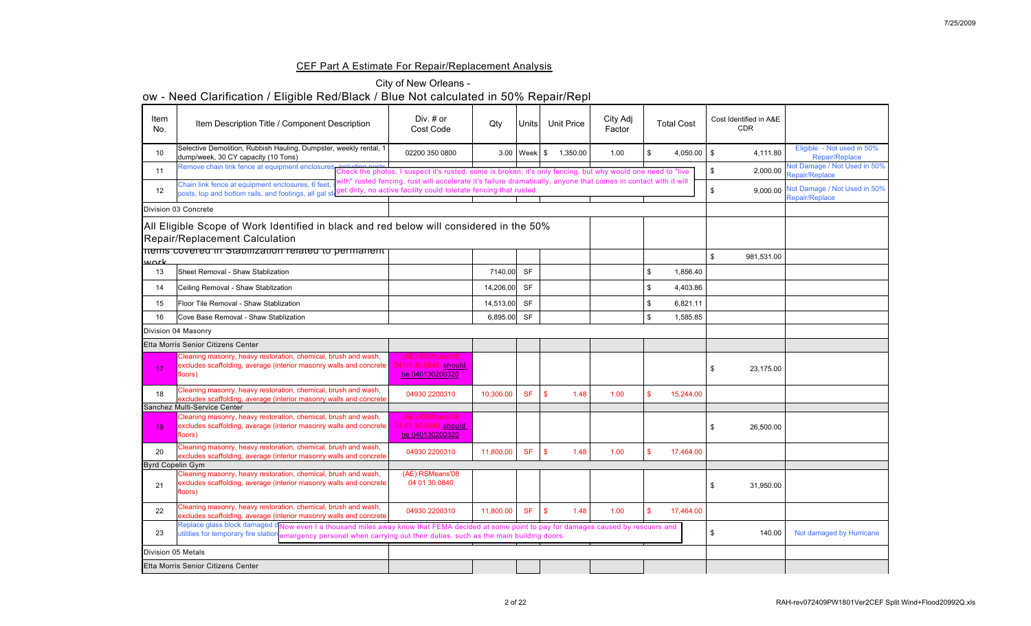## CEF Part A Estimate For Repair/Replacement Analysis

City of New Orleans -

ow - Need Clarification / Eligible Red/Black / Blue Not calculated in 50% Repair/Repl

| Item No. | Item Description Title / Component Description | Div. # or Cost Code | Qty | Units | Unit Price | City Adj Factor | Total Cost | Cost Identified in A&E CDR | |
|---|---|---|---|---|---|---|---|---|---|
| 10 | Selective Demolition, Rubbish Hauling, Dumpster, weekly rental, 1 dump/week, 30 CY capacity (10 Tons) | 02200 350 0800 | 3.00 | Week | $ 1,350.00 | 1.00 | $ 4,050.00 | $ 4,111.80 | Eligible - Not used in 50% Repair/Replace |
| 11 | Remove chain link fence at equipment enclosures, including posts | | | | | | | $ 2,000.00 | Not Damage / Not Used in 50% Repair/Replace |
| 12 | Chain link fence at equipment enclosures, 6 feet, posts, top and bottom rails, and footings, all gal st | | | | | | | $ 9,000.00 | Not Damage / Not Used in 50% Repair/Replace |
| Division 03 Concrete | | | | | | | | | |
| All Eligible Scope of Work Identified in black and red below will considered in the 50% Repair/Replacement Calculation | | | | | | | | | |
| Items covered in Stablization related to permanent work | | | | | | | | $ 981,531.00 | |
| 13 | Sheet Removal - Shaw Stablization | | 7140.00 | SF | | | $ 1,856.40 | | |
| 14 | Ceiling Removal - Shaw Stablization | | 14,206.00 | SF | | | $ 4,403.86 | | |
| 15 | Floor Tile Removal - Shaw Stablization | | 14,513.00 | SF | | | $ 6,821.11 | | |
| 16 | Cove Base Removal - Shaw Stablization | | 6,895.00 | SF | | | $ 1,585.85 | | |
| Division 04 Masonry | | | | | | | | | |
| Etta Morris Senior Citizens Center | | | | | | | | | |
| 17 | Cleaning masonry, heavy restoration, chemical, brush and wash, excludes scaffolding, average (interior masonry walls and concrete floors) | (AE) RSMeans'08 04 01 30.0840 should be 040130200320 | | | | | | $ 23,175.00 | |
| 18 | Cleaning masonry, heavy restoration, chemical, brush and wash, excludes scaffolding, average (interior masonry walls and concrete | 04930 2200310 | 10,300.00 | SF | $ 1.48 | 1.00 | $ 15,244.00 | | |
| Sanchez Multi-Service Center | | | | | | | | | |
| 19 | Cleaning masonry, heavy restoration, chemical, brush and wash, excludes scaffolding, average (interior masonry walls and concrete floors) | (AE) RSMeans'08 04 01 30.0840 should be 040130200320 | | | | | | $ 26,500.00 | |
| 20 | Cleaning masonry, heavy restoration, chemical, brush and wash, excludes scaffolding, average (interior masonry walls and concrete | 04930 2200310 | 11,800.00 | SF | $ 1.48 | 1.00 | $ 17,464.00 | | |
| Byrd Copelin Gym | | | | | | | | | |
| 21 | Cleaning masonry, heavy restoration, chemical, brush and wash, excludes scaffolding, average (interior masonry walls and concrete floors) | (AE) RSMeans'08 04 01 30.0840 | | | | | | $ 31,950.00 | |
| 22 | Cleaning masonry, heavy restoration, chemical, brush and wash, excludes scaffolding, average (interior masonry walls and concrete | 04930 2200310 | 11,800.00 | SF | $ 1.48 | 1.00 | $ 17,464.00 | | |
| 23 | Replace glass block damaged d... utilities for temporary fire station | | | | | | | $ 140.00 | Not damaged by Hurricane |
| Division 05 Metals | | | | | | | | | |
| Etta Morris Senior Citizens Center | | | | | | | | | |

Comment (Items 11–12): Check the photos, I suspect it's rusted, some is broken, it's only fencing, but why would one need to "live with" rusted fencing, rust will accelerate it's failure dramatically, anyone that comes in contact with it will get dirty, no active facility could tolerate fencing that rusted.

Comment (Item 23): Now even I a thousand miles away know that FEMA decided at some point to pay for damages caused by rescuers and emergency personel when carrying out their duties, such as the main building doors.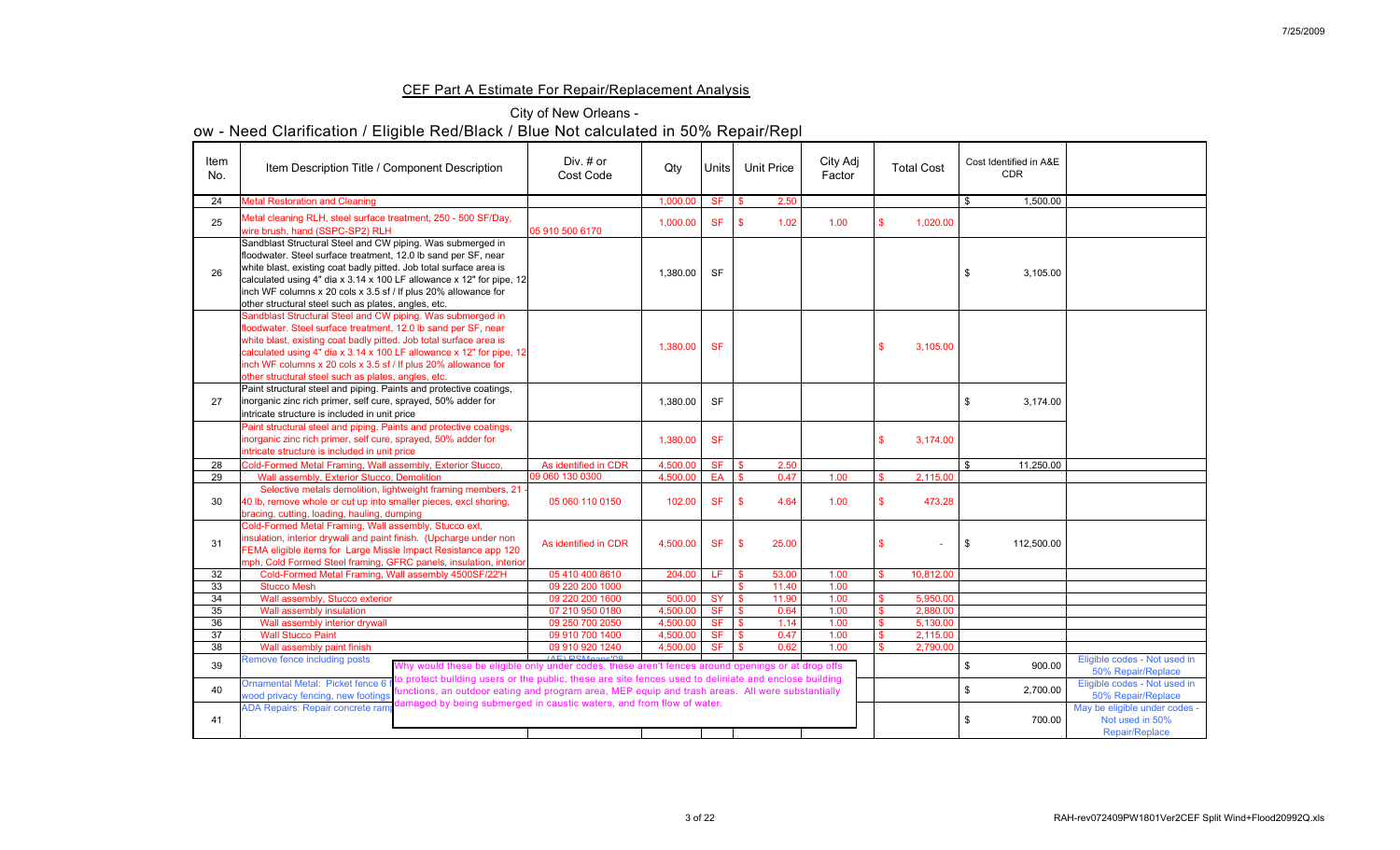## CEF Part A Estimate For Repair/Replacement Analysis

City of New Orleans -

ow - Need Clarification / Eligible Red/Black / Blue Not calculated in 50% Repair/Repl

| Item No. | Item Description Title / Component Description | Div. # or Cost Code | Qty | Units | Unit Price | City Adj Factor | Total Cost | Cost Identified in A&E CDR | |
|---|---|---|---|---|---|---|---|---|---|
| 24 | Metal Restoration and Cleaning | | 1,000.00 | SF | $ 2.50 | | | $ 1,500.00 | |
| 25 | Metal cleaning RLH, steel surface treatment, 250 - 500 SF/Day, wire brush, hand (SSPC-SP2) RLH | 05 910 500 6170 | 1,000.00 | SF | $ 1.02 | 1.00 | $ 1,020.00 | | |
| 26 | Sandblast Structural Steel and CW piping. Was submerged in floodwater. Steel surface treatment, 12.0 lb sand per SF, near white blast, existing coat badly pitted. Job total surface area is calculated using 4" dia x 3.14 x 100 LF allowance x 12" for pipe, 12 inch WF columns x 20 cols x 3.5 sf / lf plus 20% allowance for other structural steel such as plates, angles, etc. | | 1,380.00 | SF | | | | $ 3,105.00 | |
| | Sandblast Structural Steel and CW piping. Was submerged in floodwater. Steel surface treatment, 12.0 lb sand per SF, near white blast, existing coat badly pitted. Job total surface area is calculated using 4" dia x 3.14 x 100 LF allowance x 12" for pipe, 12 inch WF columns x 20 cols x 3.5 sf / lf plus 20% allowance for other structural steel such as plates, angles, etc. | | 1,380.00 | SF | | | $ 3,105.00 | | |
| 27 | Paint structural steel and piping. Paints and protective coatings, inorganic zinc rich primer, self cure, sprayed, 50% adder for intricate structure is included in unit price | | 1,380.00 | SF | | | | $ 3,174.00 | |
| | Paint structural steel and piping. Paints and protective coatings, inorganic zinc rich primer, self cure, sprayed, 50% adder for intricate structure is included in unit price | | 1,380.00 | SF | | | $ 3,174.00 | | |
| 28 | Cold-Formed Metal Framing, Wall assembly, Exterior Stucco, | As identified in CDR | 4,500.00 | SF | $ 2.50 | | | $ 11,250.00 | |
| 29 | Wall assembly, Exterior Stucco, Demolition | 09 060 130 0300 | 4,500.00 | EA | $ 0.47 | 1.00 | $ 2,115.00 | | |
| 30 | Selective metals demolition, lightweight framing members, 21 - 40 lb, remove whole or cut up into smaller pieces, excl shoring, bracing, cutting, loading, hauling, dumping | 05 060 110 0150 | 102.00 | SF | $ 4.64 | 1.00 | $ 473.28 | | |
| 31 | Cold-Formed Metal Framing, Wall assembly, Stucco ext, insulation, interior drywall and paint finish. (Upcharge under non FEMA eligible items for Large Missle Impact Resistance app 120 mph, Cold Formed Steel framing, GFRC panels, insulation, interior | As identified in CDR | 4,500.00 | SF | $ 25.00 | | $ - | $ 112,500.00 | |
| 32 | Cold-Formed Metal Framing, Wall assembly 4500SF/22'H | 05 410 400 8610 | 204.00 | LF | $ 53.00 | 1.00 | $ 10,812.00 | | |
| 33 | Stucco Mesh | 09 220 200 1000 | | | $ 11.40 | 1.00 | | | |
| 34 | Wall assembly, Stucco exterior | 09 220 200 1600 | 500.00 | SY | $ 11.90 | 1.00 | $ 5,950.00 | | |
| 35 | Wall assembly insulation | 07 210 950 0180 | 4,500.00 | SF | $ 0.64 | 1.00 | $ 2,880.00 | | |
| 36 | Wall assembly interior drywall | 09 250 700 2050 | 4,500.00 | SF | $ 1.14 | 1.00 | $ 5,130.00 | | |
| 37 | Wall Stucco Paint | 09 910 700 1400 | 4,500.00 | SF | $ 0.47 | 1.00 | $ 2,115.00 | | |
| 38 | Wall assembly paint finish | 09 910 920 1240 | 4,500.00 | SF | $ 0.62 | 1.00 | $ 2,790.00 | | |
| 39 | Remove fence including posts | (AE) RSMeans'08 | | | | | | $ 900.00 | Eligible codes - Not used in 50% Repair/Replace |
| 40 | Ornamental Metal: Picket fence 6 f... wood privacy fencing, new footings | | | | | | | $ 2,700.00 | Eligible codes - Not used in 50% Repair/Replace |
| 41 | ADA Repairs: Repair concrete ramp | | | | | | | $ 700.00 | May be eligible under codes - Not used in 50% Repair/Replace |

Why would these be eligible only under codes, these aren't fences around openings or at drop offs to protect building users or the public, these are site fences used to deliniate and enclose building functions, an outdoor eating and program area, MEP equip and trash areas. All were substantially damaged by being submerged in caustic waters, and from flow of water.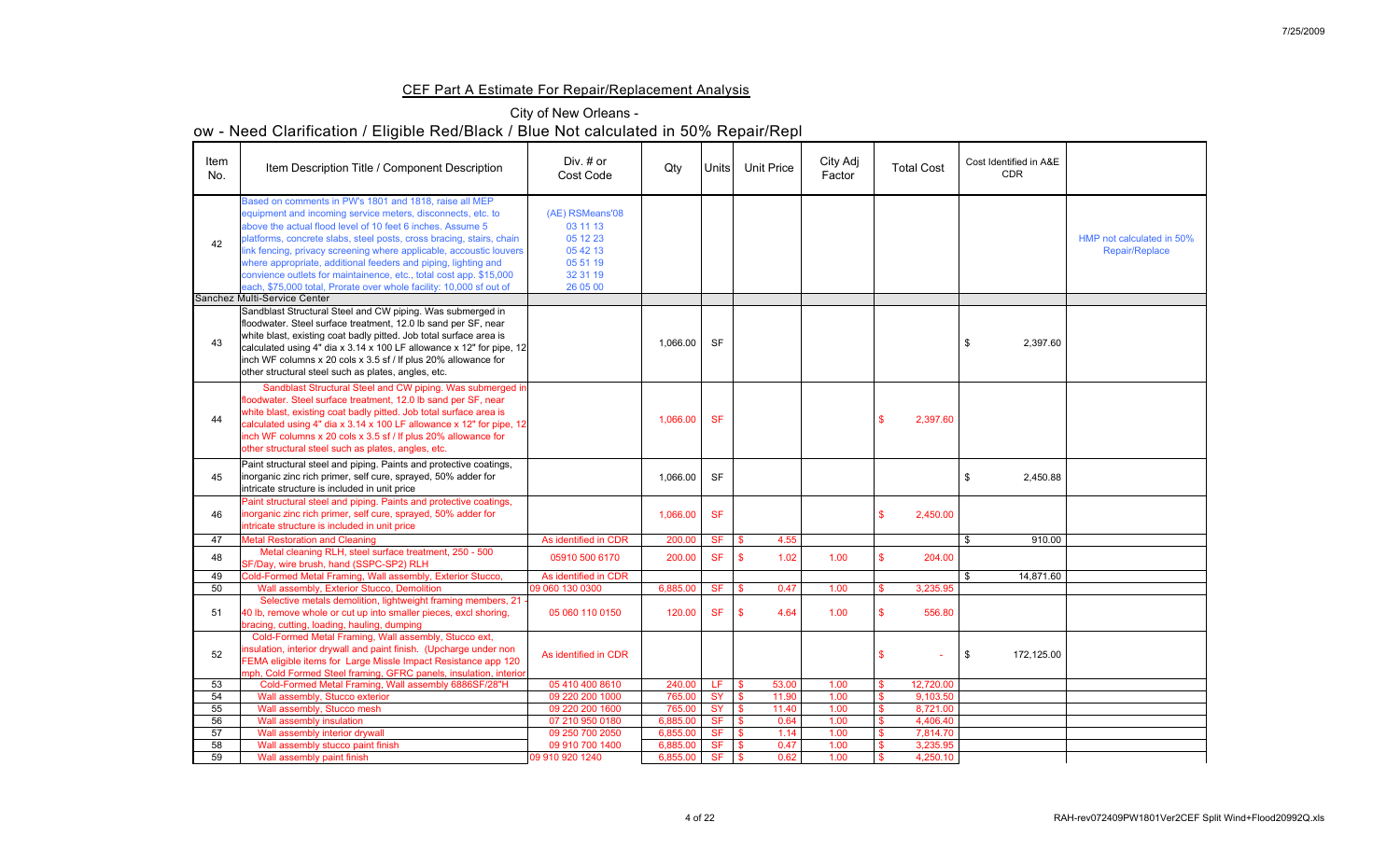## CEF Part A Estimate For Repair/Replacement Analysis

City of New Orleans -

ow - Need Clarification / Eligible Red/Black / Blue Not calculated in 50% Repair/Repl

| Item No. | Item Description Title / Component Description | Div. # or Cost Code | Qty | Units | Unit Price | City Adj Factor | Total Cost | Cost Identified in A&E CDR | |
|---|---|---|---|---|---|---|---|---|---|
| 42 | Based on comments in PW's 1801 and 1818, raise all MEP equipment and incoming service meters, disconnects, etc. to above the actual flood level of 10 feet 6 inches. Assume 5 platforms, concrete slabs, steel posts, cross bracing, stairs, chain link fencing, privacy screening where applicable, accoustic louvers where appropriate, additional feeders and piping, lighting and convience outlets for maintainence, etc., total cost app. $15,000 each, $75,000 total, Prorate over whole facility: 10,000 sf out of | (AE) RSMeans'08 03 11 13 05 12 23 05 42 13 05 51 19 32 31 19 26 05 00 | | | | | | | HMP not calculated in 50% Repair/Replace |
| | Sanchez Multi-Service Center | | | | | | | | |
| 43 | Sandblast Structural Steel and CW piping. Was submerged in floodwater. Steel surface treatment, 12.0 lb sand per SF, near white blast, existing coat badly pitted. Job total surface area is calculated using 4" dia x 3.14 x 100 LF allowance x 12" for pipe, 12 inch WF columns x 20 cols x 3.5 sf / lf plus 20% allowance for other structural steel such as plates, angles, etc. | | 1,066.00 | SF | | | | $ 2,397.60 | |
| 44 | Sandblast Structural Steel and CW piping. Was submerged in floodwater. Steel surface treatment, 12.0 lb sand per SF, near white blast, existing coat badly pitted. Job total surface area is calculated using 4" dia x 3.14 x 100 LF allowance x 12" for pipe, 12 inch WF columns x 20 cols x 3.5 sf / lf plus 20% allowance for other structural steel such as plates, angles, etc. | | 1,066.00 | SF | | | $ 2,397.60 | | |
| 45 | Paint structural steel and piping. Paints and protective coatings, inorganic zinc rich primer, self cure, sprayed, 50% adder for intricate structure is included in unit price | | 1,066.00 | SF | | | | $ 2,450.88 | |
| 46 | Paint structural steel and piping. Paints and protective coatings, inorganic zinc rich primer, self cure, sprayed, 50% adder for intricate structure is included in unit price | | 1,066.00 | SF | | | $ 2,450.00 | | |
| 47 | Metal Restoration and Cleaning | As identified in CDR | 200.00 | SF | $ 4.55 | | | $ 910.00 | |
| 48 | Metal cleaning RLH, steel surface treatment, 250 - 500 SF/Day, wire brush, hand (SSPC-SP2) RLH | 05910 500 6170 | 200.00 | SF | $ 1.02 | 1.00 | $ 204.00 | | |
| 49 | Cold-Formed Metal Framing, Wall assembly, Exterior Stucco, | As identified in CDR | | | | | | $ 14,871.60 | |
| 50 | Wall assembly, Exterior Stucco, Demolition | 09 060 130 0300 | 6,885.00 | SF | $ 0.47 | 1.00 | $ 3,235.95 | | |
| 51 | Selective metals demolition, lightweight framing members, 21 - 40 lb, remove whole or cut up into smaller pieces, excl shoring, bracing, cutting, loading, hauling, dumping | 05 060 110 0150 | 120.00 | SF | $ 4.64 | 1.00 | $ 556.80 | | |
| 52 | Cold-Formed Metal Framing, Wall assembly, Stucco ext, insulation, interior drywall and paint finish. (Upcharge under non FEMA eligible items for Large Missle Impact Resistance app 120 mph, Cold Formed Steel framing, GFRC panels, insulation, interior | As identified in CDR | | | | | $ - | $ 172,125.00 | |
| 53 | Cold-Formed Metal Framing, Wall assembly 6886SF/28"H | 05 410 400 8610 | 240.00 | LF | $ 53.00 | 1.00 | $ 12,720.00 | | |
| 54 | Wall assembly, Stucco exterior | 09 220 200 1000 | 765.00 | SY | $ 11.90 | 1.00 | $ 9,103.50 | | |
| 55 | Wall assembly, Stucco mesh | 09 220 200 1600 | 765.00 | SY | $ 11.40 | 1.00 | $ 8,721.00 | | |
| 56 | Wall assembly insulation | 07 210 950 0180 | 6,885.00 | SF | $ 0.64 | 1.00 | $ 4,406.40 | | |
| 57 | Wall assembly interior drywall | 09 250 700 2050 | 6,855.00 | SF | $ 1.14 | 1.00 | $ 7,814.70 | | |
| 58 | Wall assembly stucco paint finish | 09 910 700 1400 | 6,885.00 | SF | $ 0.47 | 1.00 | $ 3,235.95 | | |
| 59 | Wall assembly paint finish | 09 910 920 1240 | 6,855.00 | SF | $ 0.62 | 1.00 | $ 4,250.10 | | |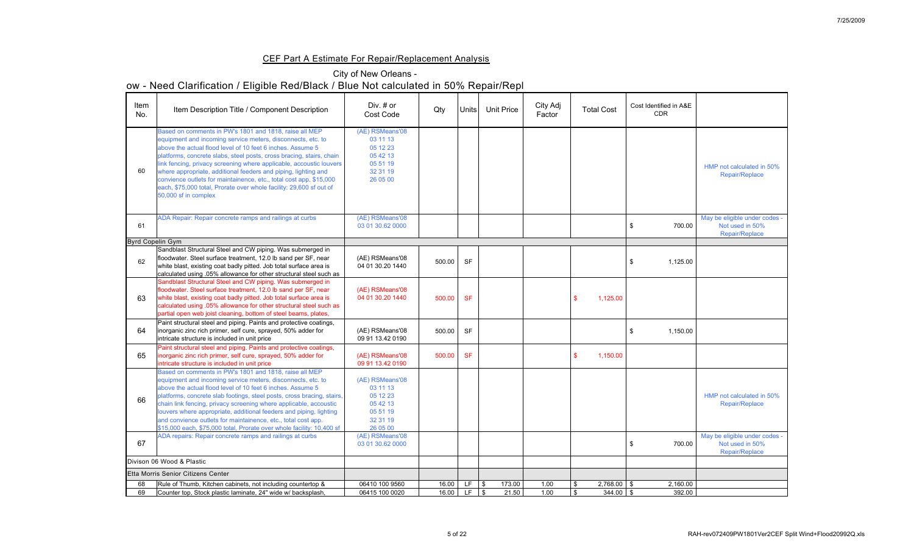## CEF Part A Estimate For Repair/Replacement Analysis

City of New Orleans -

ow - Need Clarification / Eligible Red/Black / Blue Not calculated in 50% Repair/Repl

| Item No. | Item Description Title / Component Description | Div. # or Cost Code | Qty | Units | Unit Price | City Adj Factor | Total Cost | Cost Identified in A&E CDR | |
|---|---|---|---|---|---|---|---|---|---|
| 60 | Based on comments in PW's 1801 and 1818, raise all MEP equipment and incoming service meters, disconnects, etc. to above the actual flood level of 10 feet 6 inches. Assume 5 platforms, concrete slabs, steel posts, cross bracing, stairs, chain link fencing, privacy screening where applicable, accoustic louvers where appropriate, additional feeders and piping, lighting and convience outlets for maintainence, etc., total cost app. $15,000 each, $75,000 total, Prorate over whole facility: 29,600 sf out of 50,000 sf in complex | (AE) RSMeans'08 03 11 13 05 12 23 05 42 13 05 51 19 32 31 19 26 05 00 | | | | | | | HMP not calculated in 50% Repair/Replace |
| 61 | ADA Repair: Repair concrete ramps and railings at curbs | (AE) RSMeans'08 03 01 30.62 0000 | | | | | | $ 700.00 | May be eligible under codes - Not used in 50% Repair/Replace |
| Byrd Copelin Gym | | | | | | | | | |
| 62 | Sandblast Structural Steel and CW piping. Was submerged in floodwater. Steel surface treatment, 12.0 lb sand per SF, near white blast, existing coat badly pitted. Job total surface area is calculated using .05% allowance for other structural steel such as | (AE) RSMeans'08 04 01 30.20 1440 | 500.00 | SF | | | | $ 1,125.00 | |
| 63 | Sandblast Structural Steel and CW piping. Was submerged in floodwater. Steel surface treatment, 12.0 lb sand per SF, near white blast, existing coat badly pitted. Job total surface area is calculated using .05% allowance for other structural steel such as partial open web joist cleaning, bottom of steel beams, plates, | (AE) RSMeans'08 04 01 30.20 1440 | 500.00 | SF | | | $ 1,125.00 | | |
| 64 | Paint structural steel and piping. Paints and protective coatings, inorganic zinc rich primer, self cure, sprayed, 50% adder for intricate structure is included in unit price | (AE) RSMeans'08 09 91 13.42 0190 | 500.00 | SF | | | | $ 1,150.00 | |
| 65 | Paint structural steel and piping. Paints and protective coatings, inorganic zinc rich primer, self cure, sprayed, 50% adder for intricate structure is included in unit price | (AE) RSMeans'08 09 91 13.42 0190 | 500.00 | SF | | | $ 1,150.00 | | |
| 66 | Based on comments in PW's 1801 and 1818, raise all MEP equipment and incoming service meters, disconnects, etc. to above the actual flood level of 10 feet 6 inches. Assume 5 platforms, concrete slab footings, steel posts, cross bracing, stairs, chain link fencing, privacy screening where applicable, accoustic louvers where appropriate, additional feeders and piping, lighting and convience outlets for maintainence, etc., total cost app. $15,000 each, $75,000 total, Prorate over whole facility: 10,400 sf | (AE) RSMeans'08 03 11 13 05 12 23 05 42 13 05 51 19 32 31 19 26 05 00 | | | | | | | HMP not calculated in 50% Repair/Replace |
| 67 | ADA repairs: Repair concrete ramps and railings at curbs | (AE) RSMeans'08 03 01 30.62 0000 | | | | | | $ 700.00 | May be eligible under codes - Not used in 50% Repair/Replace |
| Divison 06 Wood & Plastic | | | | | | | | | |
| Etta Morris Senior Citizens Center | | | | | | | | | |
| 68 | Rule of Thumb, Kitchen cabinets, not including countertop & | 06410 100 9560 | 16.00 | LF | $ 173.00 | 1.00 | $ 2,768.00 | $ 2,160.00 | |
| 69 | Counter top, Stock plastic laminate, 24" wide w/ backsplash, | 06415 100 0020 | 16.00 | LF | $ 21.50 | 1.00 | $ 344.00 | $ 392.00 | |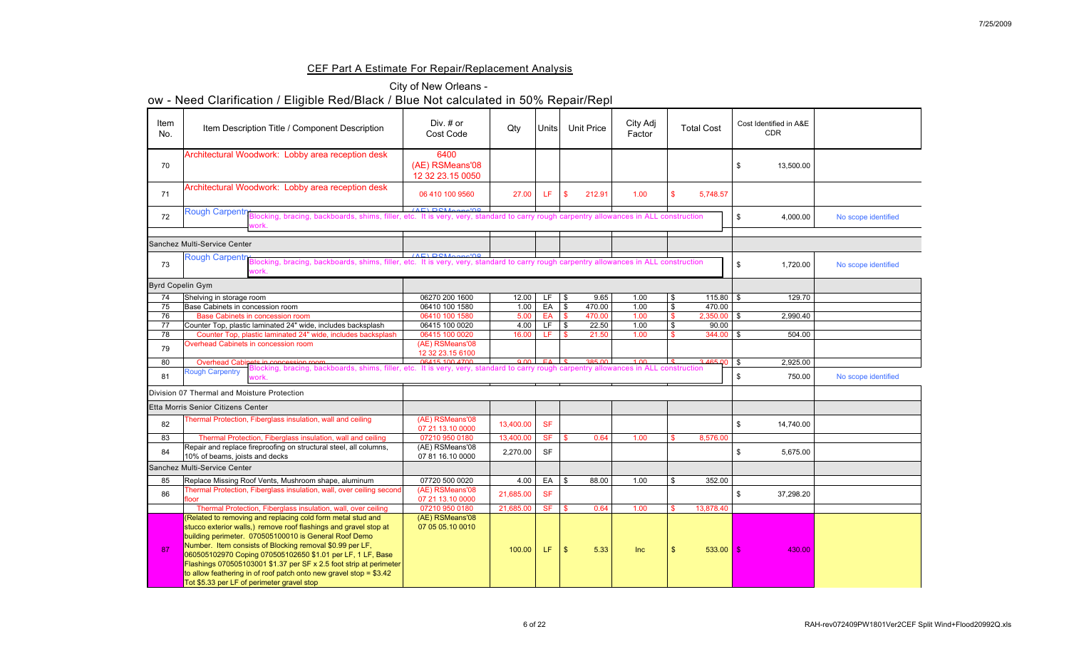# CEF Part A Estimate For Repair/Replacement Analysis

City of New Orleans -

ow - Need Clarification / Eligible Red/Black / Blue Not calculated in 50% Repair/Repl

| Item No. | Item Description Title / Component Description | Div. # or Cost Code | Qty | Units | Unit Price | City Adj Factor | Total Cost | Cost Identified in A&E CDR | |
|---|---|---|---|---|---|---|---|---|---|
| 70 | Architectural Woodwork: Lobby area reception desk | 6400 (AE) RSMeans'08 12 32 23.15 0050 | | | | | | $ 13,500.00 | |
| 71 | Architectural Woodwork: Lobby area reception desk | 06 410 100 9560 | 27.00 | LF | $ 212.91 | 1.00 | $ 5,748.57 | | |
| 72 | Rough Carpentry (AE) RSMeans'08 Blocking, bracing, backboards, shims, filler, etc. It is very, very, standard to carry rough carpentry allowances in ALL construction work. | | | | | | | $ 4,000.00 | No scope identified |
| | Sanchez Multi-Service Center | | | | | | | | |
| 73 | Rough Carpentry (AE) RSMeans'08 Blocking, bracing, backboards, shims, filler, etc. It is very, very, standard to carry rough carpentry allowances in ALL construction work. | | | | | | | $ 1,720.00 | No scope identified |
| | Byrd Copelin Gym | | | | | | | | |
| 74 | Shelving in storage room | 06270 200 1600 | 12.00 | LF | $ 9.65 | 1.00 | $ 115.80 | $ 129.70 | |
| 75 | Base Cabinets in concession room | 06410 100 1580 | 1.00 | EA | $ 470.00 | 1.00 | $ 470.00 | | |
| 76 | Base Cabinets in concession room | 06410 100 1580 | 5.00 | EA | $ 470.00 | 1.00 | $ 2,350.00 | $ 2,990.40 | |
| 77 | Counter Top, plastic laminated 24" wide, includes backsplash | 06415 100 0020 | 4.00 | LF | $ 22.50 | 1.00 | $ 90.00 | | |
| 78 | Counter Top, plastic laminated 24" wide, includes backsplash | 06415 100 0020 | 16.00 | LF | $ 21.50 | 1.00 | $ 344.00 | $ 504.00 | |
| 79 | Overhead Cabinets in concession room | (AE) RSMeans'08 12 32 23.15 6100 | | | | | | | |
| 80 | Overhead Cabinets in concession room | 06415 100 4700 | 9.00 | EA | $ 385.00 | 1.00 | $ 3,465.00 | $ 2,925.00 | |
| 81 | Rough Carpentry Blocking, bracing, backboards, shims, filler, etc. It is very, very, standard to carry rough carpentry allowances in ALL construction work. | | | | | | | $ 750.00 | No scope identified |
| | Division 07 Thermal and Moisture Protection | | | | | | | | |
| | Etta Morris Senior Citizens Center | | | | | | | | |
| 82 | Thermal Protection, Fiberglass insulation, wall and ceiling | (AE) RSMeans'08 07 21 13.10 0000 | 13,400.00 | SF | | | | $ 14,740.00 | |
| 83 | Thermal Protection, Fiberglass insulation, wall and ceiling | 07210 950 0180 | 13,400.00 | SF | $ 0.64 | 1.00 | $ 8,576.00 | | |
| 84 | Repair and replace fireproofing on structural steel, all columns, 10% of beams, joists and decks | (AE) RSMeans'08 07 81 16.10 0000 | 2,270.00 | SF | | | | $ 5,675.00 | |
| | Sanchez Multi-Service Center | | | | | | | | |
| 85 | Replace Missing Roof Vents, Mushroom shape, aluminum | 07720 500 0020 | 4.00 | EA | $ 88.00 | 1.00 | $ 352.00 | | |
| 86 | Thermal Protection, Fiberglass insulation, wall, over ceiling second floor | (AE) RSMeans'08 07 21 13.10 0000 | 21,685.00 | SF | | | | $ 37,298.20 | |
| | Thermal Protection, Fiberglass insulation, wall, over ceiling | 07210 950 0180 | 21,685.00 | SF | $ 0.64 | 1.00 | $ 13,878.40 | | |
| 87 | (Related to removing and replacing cold form metal stud and stucco exterior walls,) remove roof flashings and gravel stop at building perimeter. 070505100010 is General Roof Demo Number. Item consists of Blocking removal $0.99 per LF, 060505102970 Coping 070505102650 $1.01 per LF, 1 LF, Base Flashings 070505103001 $1.37 per SF x 2.5 foot strip at perimeter to allow feathering in of roof patch onto new gravel stop = $3.42 Tot $5.33 per LF of perimeter gravel stop | (AE) RSMeans'08 07 05 05.10 0010 | 100.00 | LF | $ 5.33 | Inc | $ 533.00 | $ 430.00 | |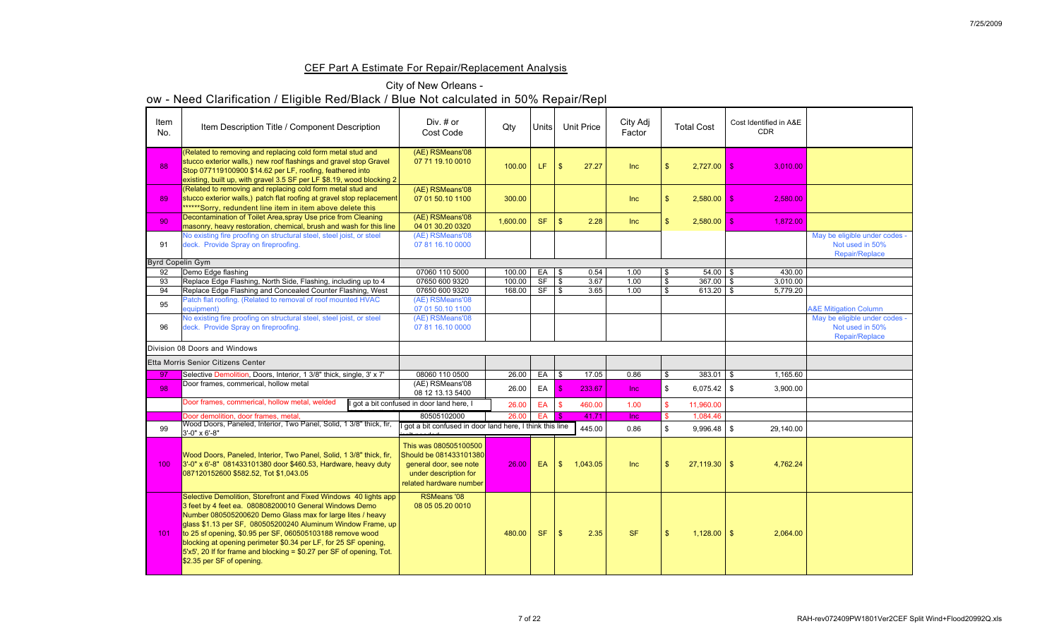## CEF Part A Estimate For Repair/Replacement Analysis

City of New Orleans -

ow - Need Clarification / Eligible Red/Black / Blue Not calculated in 50% Repair/Repl

| Item No. | Item Description Title / Component Description | Div. # or Cost Code | Qty | Units | Unit Price | City Adj Factor | Total Cost | Cost Identified in A&E CDR | |
|---|---|---|---|---|---|---|---|---|---|
| 88 | (Related to removing and replacing cold form metal stud and stucco exterior walls,) new roof flashings and gravel stop Gravel Stop 077119100900 $14.62 per LF, roofing, feathered into existing, built up, with gravel 3.5 SF per LF $8.19, wood blocking 2 | (AE) RSMeans'08 07 71 19.10 0010 | 100.00 | LF | $ 27.27 | Inc | $ 2,727.00 | $ 3,010.00 | |
| 89 | (Related to removing and replacing cold form metal stud and stucco exterior walls,) patch flat roofing at gravel stop replacement ******Sorry, redundent line item in item above delete this | (AE) RSMeans'08 07 01 50.10 1100 | 300.00 | | | Inc | $ 2,580.00 | $ 2,580.00 | |
| 90 | Decontamination of Toilet Area,spray Use price from Cleaning masonry, heavy restoration, chemical, brush and wash for this line | (AE) RSMeans'08 04 01 30.20 0320 | 1,600.00 | SF | $ 2.28 | Inc | $ 2,580.00 | $ 1,672.00 | |
| 91 | No existing fire proofing on structural steel, steel joist, or steel deck. Provide Spray on fireproofing. | (AE) RSMeans'08 07 81 16.10 0000 | | | | | | | May be eligible under codes - Not used in 50% Repair/Replace |
| Byrd Copelin Gym | | | | | | | | | |
| 92 | Demo Edge flashing | 07060 110 5000 | 100.00 | EA | $ 0.54 | 1.00 | $ 54.00 | $ 430.00 | |
| 93 | Replace Edge Flashing, North Side, Flashing, including up to 4 | 07650 600 9320 | 100.00 | SF | $ 3.67 | 1.00 | $ 367.00 | $ 3,010.00 | |
| 94 | Replace Edge Flashing and Concealed Counter Flashing, West | 07650 600 9320 | 168.00 | SF | $ 3.65 | 1.00 | $ 613.20 | $ 5,779.20 | |
| 95 | Patch flat roofing. (Related to removal of roof mounted HVAC equipment) | (AE) RSMeans'08 07 01 50.10 1100 | | | | | | | A&E Mitigation Column |
| 96 | No existing fire proofing on structural steel, steel joist, or steel deck. Provide Spray on fireproofing. | (AE) RSMeans'08 07 81 16.10 0000 | | | | | | | May be eligible under codes - Not used in 50% Repair/Replace |
| Division 08 Doors and Windows | | | | | | | | | |
| Etta Morris Senior Citizens Center | | | | | | | | | |
| 97 | Selective Demolition, Doors, Interior, 1 3/8" thick, single, 3' x 7' | 08060 110 0500 | 26.00 | EA | $ 17.05 | 0.86 | $ 383.01 | $ 1,165.60 | |
| 98 | Door frames, commerical, hollow metal | (AE) RSMeans'08 08 12 13.13 5400 | 26.00 | EA | $ 233.67 | Inc | $ 6,075.42 | $ 3,900.00 | |
| | Door frames, commerical, hollow metal, welded [I got a bit confused in door land here, I] | | 26.00 | EA | $ 460.00 | 1.00 | $ 11,960.00 | | |
| | Door demolition, door frames, metal, | 80505102000 | 26.00 | EA | $ 41.71 | Inc | $ 1,084.46 | | |
| 99 | Wood Doors, Paneled, Interior, Two Panel, Solid, 1 3/8" thick, fir, 3'-0" x 6'-8" | I got a bit confused in door land here, I think this line | | | 445.00 | 0.86 | $ 9,996.48 | $ 29,140.00 | |
| 100 | Wood Doors, Paneled, Interior, Two Panel, Solid, 1 3/8" thick, fir, 3'-0" x 6'-8" 081433101380 door $460.53, Hardware, heavy duty 087120152600 $582.52, Tot $1,043.05 | This was 080505100500 Should be 081433101380 general door, see note under description for related hardware number | 26.00 | EA | $ 1,043.05 | Inc | $ 27,119.30 | $ 4,762.24 | |
| 101 | Selective Demolition, Storefront and Fixed Windows 40 lights app 3 feet by 4 feet ea. 080808200010 General Windows Demo Number 080505200620 Demo Glass max for large lites / heavy glass $1.13 per SF, 080505200240 Aluminum Window Frame, up to 25 sf opening, $0.95 per SF, 060505103188 remove wood blocking at opening perimeter $0.34 per LF, for 25 SF opening, 5'x5', 20 lf for frame and blocking = $0.27 per SF of opening, Tot. $2.35 per SF of opening. | RSMeans '08 08 05 05.20 0010 | 480.00 | SF | $ 2.35 | SF | $ 1,128.00 | $ 2,064.00 | |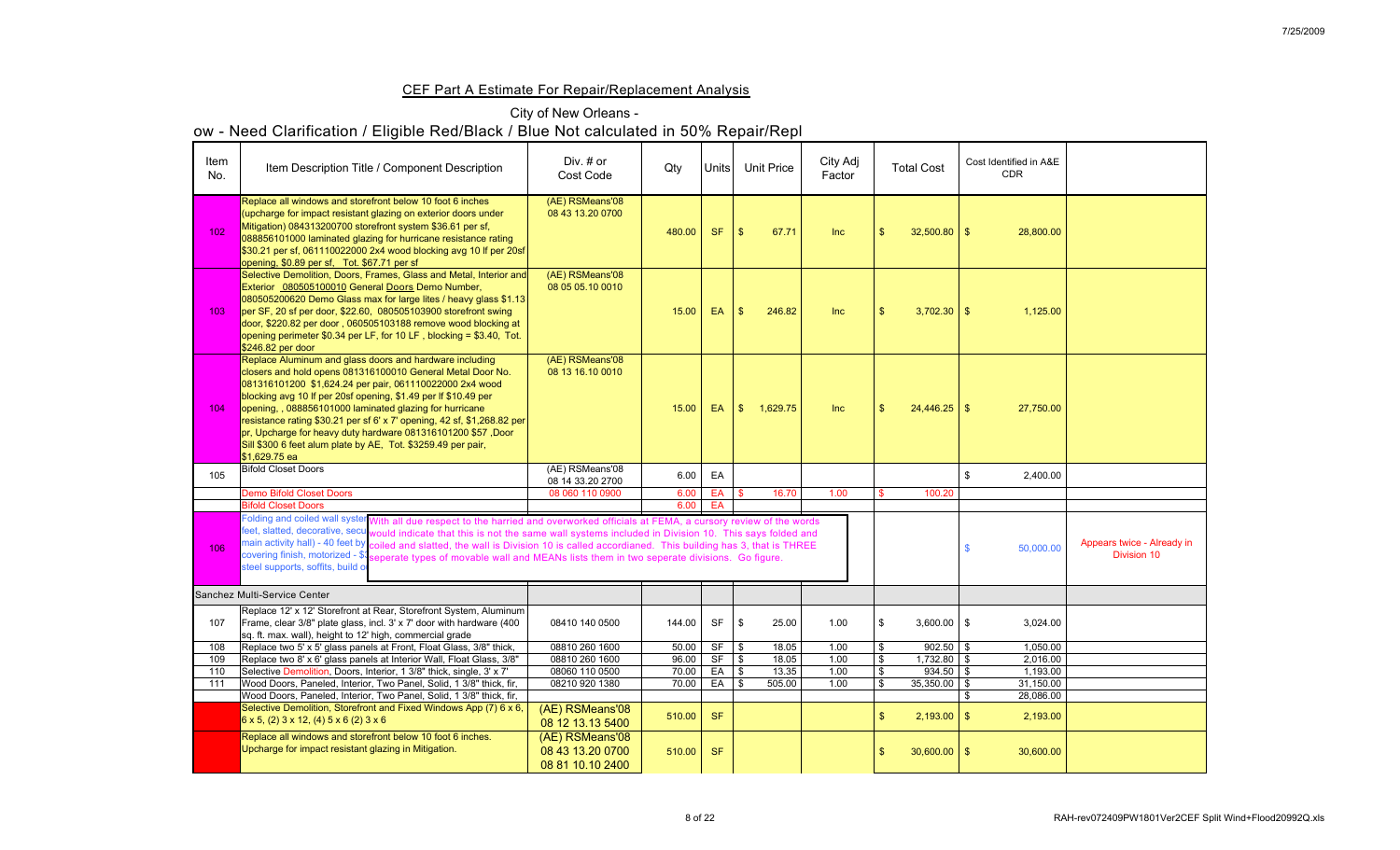## CEF Part A Estimate For Repair/Replacement Analysis

City of New Orleans -

ow - Need Clarification / Eligible Red/Black / Blue Not calculated in 50% Repair/Repl

| Item No. | Item Description Title / Component Description | Div. # or Cost Code | Qty | Units | Unit Price | City Adj Factor | Total Cost | Cost Identified in A&E CDR | |
|---|---|---|---|---|---|---|---|---|---|
| 102 | Replace all windows and storefront below 10 foot 6 inches (upcharge for impact resistant glazing on exterior doors under Mitigation) 084313200700 storefront system $36.61 per sf, 088856101000 laminated glazing for hurricane resistance rating $30.21 per sf, 061110022000 2x4 wood blocking avg 10 lf per 20sf opening, $0.89 per sf, Tot. $67.71 per sf | (AE) RSMeans'08 08 43 13.20 0700 | 480.00 | SF | $ 67.71 | Inc | $ 32,500.80 | $ 28,800.00 | |
| 103 | Selective Demolition, Doors, Frames, Glass and Metal, Interior and Exterior 080505100010 General Doors Demo Number, 080505200620 Demo Glass max for large lites / heavy glass $1.13 per SF, 20 sf per door, $22.60, 080505103900 storefront swing door, $220.82 per door , 060505103188 remove wood blocking at opening perimeter $0.34 per LF, for 10 LF , blocking = $3.40, Tot. $246.82 per door | (AE) RSMeans'08 08 05 05.10 0010 | 15.00 | EA | $ 246.82 | Inc | $ 3,702.30 | $ 1,125.00 | |
| 104 | Replace Aluminum and glass doors and hardware including closers and hold opens 081316100010 General Metal Door No. 081316101200 $1,624.24 per pair, 061110022000 2x4 wood blocking avg 10 lf per 20sf opening, $1.49 per lf $10.49 per opening, , 088856101000 laminated glazing for hurricane resistance rating $30.21 per sf 6' x 7' opening, 42 sf, $1,268.82 per pr, Upcharge for heavy duty hardware 081316101200 $57 ,Door Sill $300 6 feet alum plate by AE, Tot. $3259.49 per pair, $1,629.75 ea | (AE) RSMeans'08 08 13 16.10 0010 | 15.00 | EA | $ 1,629.75 | Inc | $ 24,446.25 | $ 27,750.00 | |
| 105 | Bifold Closet Doors | (AE) RSMeans'08 08 14 33.20 2700 | 6.00 | EA | | | | $ 2,400.00 | |
| | Demo Bifold Closet Doors | 08 060 110 0900 | 6.00 | EA | $ 16.70 | 1.00 | $ 100.20 | | |
| | Bifold Closet Doors | | 6.00 | EA | | | | | |
| 106 | Folding and coiled wall system ... feet, slatted, decorative, secu... main activity hall) - 40 feet by... covering finish, motorized - $... steel supports, soffits, build o... [Comment: With all due respect to the harried and overworked officials at FEMA, a cursory review of the words would indicate that this is not the same wall systems included in Division 10. This says folded and coiled and slatted, the wall is Division 10 is called accordianed. This building has 3, that is THREE seperate types of movable wall and MEANs lists them in two seperate divisions. Go figure.] | | | | | | | $ 50,000.00 | Appears twice - Already in Division 10 |
| Sanchez Multi-Service Center | | | | | | | | | |
| 107 | Replace 12' x 12' Storefront at Rear, Storefront System, Aluminum Frame, clear 3/8" plate glass, incl. 3' x 7' door with hardware (400 sq. ft. max. wall), height to 12' high, commercial grade | 08410 140 0500 | 144.00 | SF | $ 25.00 | 1.00 | $ 3,600.00 | $ 3,024.00 | |
| 108 | Replace two 5' x 5' glass panels at Front, Float Glass, 3/8" thick, | 08810 260 1600 | 50.00 | SF | $ 18.05 | 1.00 | $ 902.50 | $ 1,050.00 | |
| 109 | Replace two 8' x 6' glass panels at Interior Wall, Float Glass, 3/8" | 08810 260 1600 | 96.00 | SF | $ 18.05 | 1.00 | $ 1,732.80 | $ 2,016.00 | |
| 110 | Selective Demolition, Doors, Interior, 1 3/8" thick, single, 3' x 7' | 08060 110 0500 | 70.00 | EA | $ 13.35 | 1.00 | $ 934.50 | $ 1,193.00 | |
| 111 | Wood Doors, Paneled, Interior, Two Panel, Solid, 1 3/8" thick, fir, | 08210 920 1380 | 70.00 | EA | $ 505.00 | 1.00 | $ 35,350.00 | $ 31,150.00 | |
| | Wood Doors, Paneled, Interior, Two Panel, Solid, 1 3/8" thick, fir, | | | | | | | $ 28,086.00 | |
| | Selective Demolition, Storefront and Fixed Windows App (7) 6 x 6, 6 x 5, (2) 3 x 12, (4) 5 x 6 (2) 3 x 6 | (AE) RSMeans'08 08 12 13.13 5400 | 510.00 | SF | | | $ 2,193.00 | $ 2,193.00 | |
| | Replace all windows and storefront below 10 foot 6 inches. Upcharge for impact resistant glazing in Mitigation. | (AE) RSMeans'08 08 43 13.20 0700 08 81 10.10 2400 | 510.00 | SF | | | $ 30,600.00 | $ 30,600.00 | |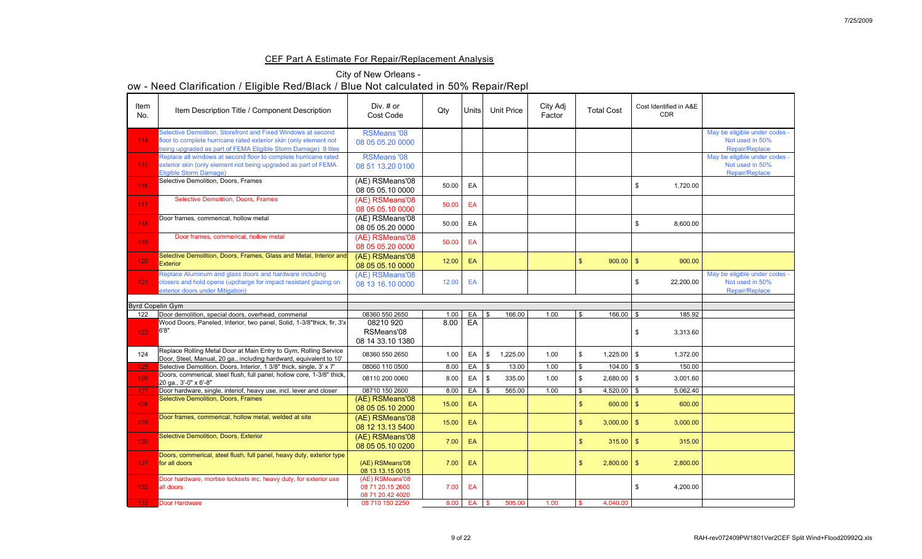## CEF Part A Estimate For Repair/Replacement Analysis

City of New Orleans -

ow - Need Clarification / Eligible Red/Black / Blue Not calculated in 50% Repair/Repl

| Item No. | Item Description Title / Component Description | Div. # or Cost Code | Qty | Units | Unit Price | City Adj Factor | Total Cost | Cost Identified in A&E CDR | |
|---|---|---|---|---|---|---|---|---|---|
| 114 | Selective Demolition, Storefront and Fixed Windows at second floor to complete hurricane rated exterior skin (only element not being upgraded as part of FEMA Eligible Storm Damage) 9 lites | RSMeans '08 08 05 05.20 0000 | | | | | | | May be eligible under codes - Not used in 50% Repair/Replace |
| 115 | Replace all windows at second floor to complete hurricane rated exterior skin (only element not being upgraded as part of FEMA Eligible Storm Damage) | RSMeans '08 08 51 13.20 0100 | | | | | | | May be eligible under codes - Not used in 50% Repair/Replace |
| 116 | Selective Demolition, Doors, Frames | (AE) RSMeans'08 08 05 05.10 0000 | 50.00 | EA | | | | $ 1,720.00 | |
| 117 | Selective Demolition, Doors, Frames | (AE) RSMeans'08 08 05 05.10 0000 | 50.00 | EA | | | | | |
| 118 | Door frames, commerical, hollow metal | (AE) RSMeans'08 08 05 05.20 0000 | 50.00 | EA | | | | $ 8,600.00 | |
| 119 | Door frames, commerical, hollow metal | (AE) RSMeans'08 08 05 05.20 0000 | 50.00 | EA | | | | | |
| 120 | Selective Demolition, Doors, Frames, Glass and Metal, Interior and Exterior | (AE) RSMeans'08 08 05 05.10 0000 | 12.00 | EA | | | $ 900.00 | $ 900.00 | |
| 121 | Replace Aluminum and glass doors and hardware including closers and hold opens (upcharge for impact resistant glazing on exterior doors under Mitigation) | (AE) RSMeans'08 08 13 16.10 0000 | 12.00 | EA | | | | $ 22,200.00 | May be eligible under codes - Not used in 50% Repair/Replace |
| | | | | | | | | | |
| Byrd Copelin Gym | | | | | | | | | |
| 122 | Door demolition, special doors, overhead, commerial | 08360 550 2650 | 1.00 | EA | $ 166.00 | 1.00 | $ 166.00 | $ 185.92 | |
| 123 | Wood Doors, Paneled, Interior, two panel, Solid, 1-3/8"thick, fir, 3'x 6'8" | 08210 920 RSMeans'08 08 14 33.10 1380 | 8.00 | EA | | | | $ 3,313.60 | |
| 124 | Replace Rolling Metal Door at Main Entry to Gym, Rolling Service Door, Steel, Manual, 20 ga., including hardware, equivalent to 10' | 08360 550 2650 | 1.00 | EA | $ 1,225.00 | 1.00 | $ 1,225.00 | $ 1,372.00 | |
| 125 | Selective Demolition, Doors, Interior, 1 3/8" thick, single, 3' x 7' | 08060 110 0500 | 8.00 | EA | $ 13.00 | 1.00 | $ 104.00 | $ 150.00 | |
| 126 | Doors, commerical, steel flush, full panel, hollow core, 1-3/8" thick, 20 ga., 3'-0" x 6'-8" | 08110 200 0060 | 8.00 | EA | $ 335.00 | 1.00 | $ 2,680.00 | $ 3,001.60 | |
| 127 | Door hardware, single, interiof, heavy use, incl. lever and closer | 08710 150 2600 | 8.00 | EA | $ 565.00 | 1.00 | $ 4,520.00 | $ 5,062.40 | |
| 128 | Selective Demolition, Doors, Frames | (AE) RSMeans'08 08 05 05.10 2000 | 15.00 | EA | | | $ 600.00 | $ 600.00 | |
| 129 | Door frames, commerical, hollow metal, welded at site | (AE) RSMeans'08 08 12 13.13 5400 | 15.00 | EA | | | $ 3,000.00 | $ 3,000.00 | |
| 130 | Selective Demolition, Doors, Exterior | (AE) RSMeans'08 08 05 05.10 0200 | 7.00 | EA | | | $ 315.00 | $ 315.00 | |
| 131 | Doors, commerical, steel flush, full panel, heavy duty, exterior type for all doors | (AE) RSMeans'08 08 13 13.15 0015 | 7.00 | EA | | | $ 2,800.00 | $ 2,800.00 | |
| 132 | Door hardware, mortise locksets inc, heavy duty, for exterior use all doors | (AE) RSMeans'08 08 71 20.15 2600 08 71 20.42 4020 | 7.00 | EA | | | | $ 4,200.00 | |
| 133 | Door Hardware | 08 710 150 2250 | 8.00 | EA | $ 505.00 | 1.00 | $ 4,040.00 | | |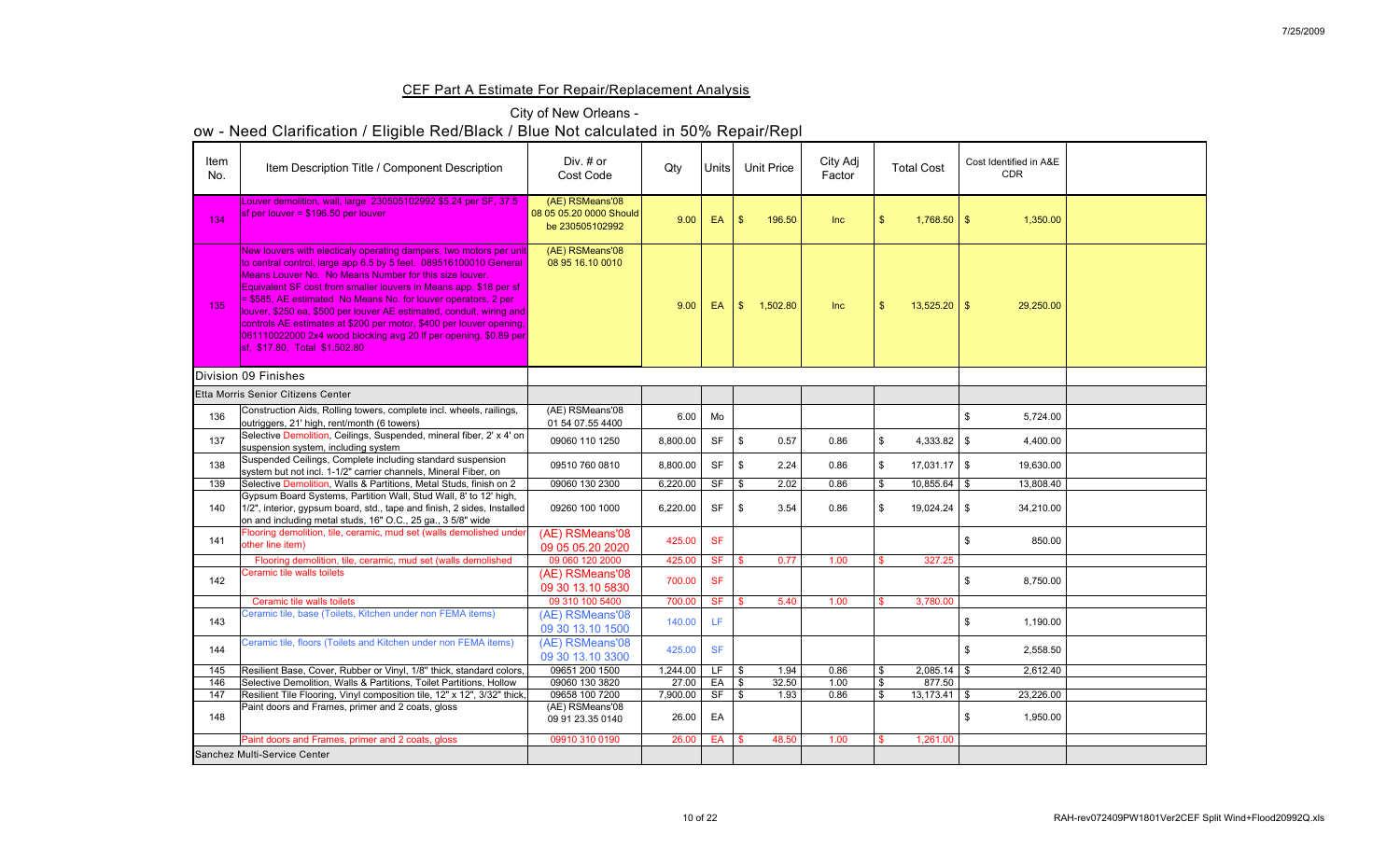## CEF Part A Estimate For Repair/Replacement Analysis

City of New Orleans -

ow - Need Clarification / Eligible Red/Black / Blue Not calculated in 50% Repair/Repl

| Item No. | Item Description Title / Component Description | Div. # or Cost Code | Qty | Units | Unit Price | City Adj Factor | Total Cost | Cost Identified in A&E CDR | |
|---|---|---|---|---|---|---|---|---|---|
| 134 | Louver demolition, wall, large 230505102992 $5.24 per SF, 37.5 sf per louver = $196.50 per louver | (AE) RSMeans'08 08 05 05.20 0000 Should be 230505102992 | 9.00 | EA | $ 196.50 | Inc | $ 1,768.50 | $ 1,350.00 | |
| 135 | New louvers with electicaly operating dampers, two motors per unit to central control, large app 6.5 by 5 feet. 089516100010 General Means Louver No. No Means Number for this size louver. Equivalent SF cost from smaller louvers in Means app. $18 per sf = $585, AE estimated No Means No. for louver operators, 2 per louver, $250 ea, $500 per louver AE estimated, conduit, wiring and controls AE estimates at $200 per motor, $400 per louver opening, 061110022000 2x4 wood blocking avg 20 lf per opening, $0.89 per sf, $17.80. Total $1,502.80 | (AE) RSMeans'08 08 95 16.10 0010 | 9.00 | EA | $ 1,502.80 | Inc | $ 13,525.20 | $ 29,250.00 | |
| | Division 09 Finishes | | | | | | | | |
| | Etta Morris Senior Citizens Center | | | | | | | | |
| 136 | Construction Aids, Rolling towers, complete incl. wheels, railings, outriggers, 21' high, rent/month (6 towers) | (AE) RSMeans'08 01 54 07.55 4400 | 6.00 | Mo | | | | $ 5,724.00 | |
| 137 | Selective Demolition, Ceilings, Suspended, mineral fiber, 2' x 4' on suspension system, including system | 09060 110 1250 | 8,800.00 | SF | $ 0.57 | 0.86 | $ 4,333.82 | $ 4,400.00 | |
| 138 | Suspended Ceilings, Complete including standard suspension system but not incl. 1-1/2" carrier channels, Mineral Fiber, on | 09510 760 0810 | 8,800.00 | SF | $ 2.24 | 0.86 | $ 17,031.17 | $ 19,630.00 | |
| 139 | Selective Demolition, Walls & Partitions, Metal Studs, finish on 2 | 09060 130 2300 | 6,220.00 | SF | $ 2.02 | 0.86 | $ 10,855.64 | $ 13,808.40 | |
| 140 | Gypsum Board Systems, Partition Wall, Stud Wall, 8' to 12' high, 1/2", interior, gypsum board, std., tape and finish, 2 sides, Installed on and including metal studs, 16" O.C., 25 ga., 3 5/8" wide | 09260 100 1000 | 6,220.00 | SF | $ 3.54 | 0.86 | $ 19,024.24 | $ 34,210.00 | |
| 141 | Flooring demolition, tile, ceramic, mud set (walls demolished under other line item) | (AE) RSMeans'08 09 05 05.20 2020 | 425.00 | SF | | | | $ 850.00 | |
| | Flooring demolition, tile, ceramic, mud set (walls demolished | 09 060 120 2000 | 425.00 | SF | $ 0.77 | 1.00 | $ 327.25 | | |
| 142 | Ceramic tile walls toilets | (AE) RSMeans'08 09 30 13.10 5830 | 700.00 | SF | | | | $ 8,750.00 | |
| | Ceramic tile walls toilets | 09 310 100 5400 | 700.00 | SF | $ 5.40 | 1.00 | $ 3,780.00 | | |
| 143 | Ceramic tile, base (Toilets, Kitchen under non FEMA items) | (AE) RSMeans'08 09 30 13.10 1500 | 140.00 | LF | | | | $ 1,190.00 | |
| 144 | Ceramic tile, floors (Toilets and Kitchen under non FEMA items) | (AE) RSMeans'08 09 30 13.10 3300 | 425.00 | SF | | | | $ 2,558.50 | |
| 145 | Resilient Base, Cover, Rubber or Vinyl, 1/8" thick, standard colors, | 09651 200 1500 | 1,244.00 | LF | $ 1.94 | 0.86 | $ 2,085.14 | $ 2,612.40 | |
| 146 | Selective Demolition, Walls & Partitions, Toilet Partitions, Hollow | 09060 130 3820 | 27.00 | EA | $ 32.50 | 1.00 | $ 877.50 | | |
| 147 | Resilient Tile Flooring, Vinyl composition tile, 12" x 12", 3/32" thick, | 09658 100 7200 | 7,900.00 | SF | $ 1.93 | 0.86 | $ 13,173.41 | $ 23,226.00 | |
| 148 | Paint doors and Frames, primer and 2 coats, gloss | (AE) RSMeans'08 09 91 23.35 0140 | 26.00 | EA | | | | $ 1,950.00 | |
| | Paint doors and Frames, primer and 2 coats, gloss | 09910 310 0190 | 26.00 | EA | $ 48.50 | 1.00 | $ 1,261.00 | | |
| | Sanchez Multi-Service Center | | | | | | | | |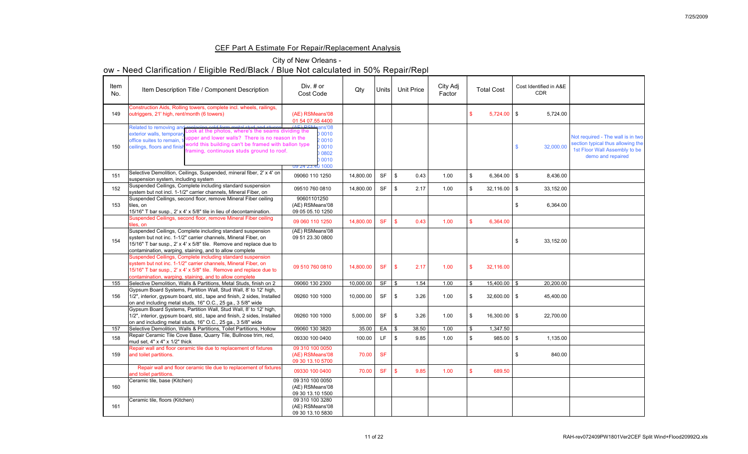## CEF Part A Estimate For Repair/Replacement Analysis

City of New Orleans -

ow - Need Clarification / Eligible Red/Black / Blue Not calculated in 50% Repair/Repl

| Item No. | Item Description Title / Component Description | Div. # or Cost Code | Qty | Units | Unit Price | City Adj Factor | Total Cost | Cost Identified in A&E CDR | |
|---|---|---|---|---|---|---|---|---|---|
| 149 | Construction Aids, Rolling towers, complete incl. wheels, railings, outriggers, 21' high, rent/month (6 towers) | (AE) RSMeans'08 01 54 07.55 4400 | | | | | $ 5,724.00 | $ 5,724.00 | |
| 150 | Related to removing and replacing cold form metal stud and sheeting exterior walls, temporary ... office suites to remain, ... ceilings, floors and finish ... [Comment: Look at the photos, where's the seams dividing the upper and lower walls? There is no reason in the world this building can't be framed with ballon type framing, continuous studs ground to roof.] | (AE) RSMeans'08 ...0010 ...0010 ...0010 ...0802 ...0010 09 24 23.40 1000 | | | | | | $ 32,000.00 | Not required - The wall is in two section typical thus allowing the 1st Floor Wall Assembly to be demo and repaired |
| 151 | Selective Demolition, Ceilings, Suspended, mineral fiber, 2' x 4' on suspension system, including system | 09060 110 1250 | 14,800.00 | SF | $ 0.43 | 1.00 | $ 6,364.00 | $ 8,436.00 | |
| 152 | Suspended Ceilings, Complete including standard suspension system but not incl. 1-1/2" carrier channels, Mineral Fiber, on | 09510 760 0810 | 14,800.00 | SF | $ 2.17 | 1.00 | $ 32,116.00 | $ 33,152.00 | |
| 153 | Suspended Ceilings, second floor, remove Mineral Fiber ceiling tiles, on 15/16" T bar susp., 2' x 4' x 5/8" tile in lieu of decontamination. | 90601101250 (AE) RSMeans'08 09 05 05.10 1250 | | | | | | $ 6,364.00 | |
| | Suspended Ceilings, second floor, remove Mineral Fiber ceiling tiles, on | 09 060 110 1250 | 14,800.00 | SF | $ 0.43 | 1.00 | $ 6,364.00 | | |
| 154 | Suspended Ceilings, Complete including standard suspension system but not inc. 1-1/2" carrier channels, Mineral Fiber, on 15/16" T bar susp., 2' x 4' x 5/8" tile. Remove and replace due to contamination, warping, staining, and to allow complete | (AE) RSMeans'08 09 51 23.30 0800 | | | | | | $ 33,152.00 | |
| | Suspended Ceilings, Complete including standard suspension system but not inc. 1-1/2" carrier channels, Mineral Fiber, on 15/16" T bar susp., 2' x 4' x 5/8" tile. Remove and replace due to contamination, warping, staining, and to allow complete | 09 510 760 0810 | 14,800.00 | SF | $ 2.17 | 1.00 | $ 32,116.00 | | |
| 155 | Selective Demolition, Walls & Partitions, Metal Studs, finish on 2 | 09060 130 2300 | 10,000.00 | SF | $ 1.54 | 1.00 | $ 15,400.00 | $ 20,200.00 | |
| 156 | Gypsum Board Systems, Partition Wall, Stud Wall, 8' to 12' high, 1/2", interior, gypsum board, std., tape and finish, 2 sides, Installed on and including metal studs, 16" O.C., 25 ga., 3 5/8" wide | 09260 100 1000 | 10,000.00 | SF | $ 3.26 | 1.00 | $ 32,600.00 | $ 45,400.00 | |
| | Gypsum Board Systems, Partition Wall, Stud Wall, 8' to 12' high, 1/2", interior, gypsum board, std., tape and finish, 2 sides, Installed on and including metal studs, 16" O.C., 25 ga., 3 5/8" wide | 09260 100 1000 | 5,000.00 | SF | $ 3.26 | 1.00 | $ 16,300.00 | $ 22,700.00 | |
| 157 | Selective Demolition, Walls & Partitions, Toilet Partitions, Hollow | 09060 130 3820 | 35.00 | EA | $ 38.50 | 1.00 | $ 1,347.50 | | |
| 158 | Repair Ceramic Tile Cove Base, Quarry Tile, Bullnose trim, red, mud set, 4" x 4" x 1/2" thick | 09330 100 0400 | 100.00 | LF | $ 9.85 | 1.00 | $ 985.00 | $ 1,135.00 | |
| 159 | Repair wall and floor ceramic tile due to replacement of fixtures and toilet partitions. | 09 310 100 0050 (AE) RSMeans'08 09 30 13.10 5700 | 70.00 | SF | | | | $ 840.00 | |
| | Repair wall and floor ceramic tile due to replacement of fixtures and toilet partitions. | 09330 100 0400 | 70.00 | SF | $ 9.85 | 1.00 | $ 689.50 | | |
| 160 | Ceramic tile, base (Kitchen) | 09 310 100 0050 (AE) RSMeans'08 09 30 13.10 1500 | | | | | | | |
| 161 | Ceramic tile, floors (Kitchen) | 09 310 100 3280 (AE) RSMeans'08 09 30 13.10 5830 | | | | | | | |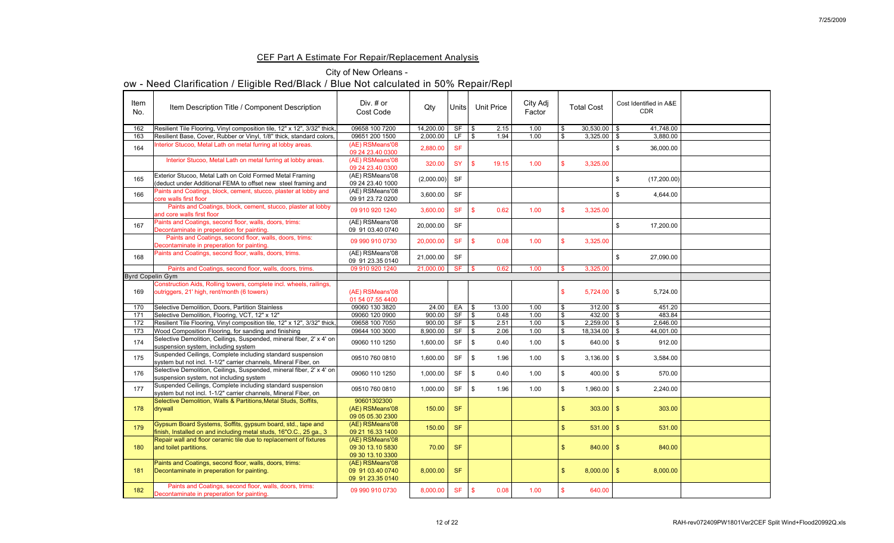## CEF Part A Estimate For Repair/Replacement Analysis

City of New Orleans -

ow - Need Clarification / Eligible Red/Black / Blue Not calculated in 50% Repair/Repl

| Item No. | Item Description Title / Component Description | Div. # or Cost Code | Qty | Units | Unit Price | City Adj Factor | Total Cost | Cost Identified in A&E CDR | |
|---|---|---|---|---|---|---|---|---|---|
| 162 | Resilient Tile Flooring, Vinyl composition tile, 12" x 12", 3/32" thick, | 09658 100 7200 | 14,200.00 | SF | $ 2.15 | 1.00 | $ 30,530.00 | $ 41,748.00 | |
| 163 | Resilient Base, Cover, Rubber or Vinyl, 1/8" thick, standard colors, | 09651 200 1500 | 2,000.00 | LF | $ 1.94 | 1.00 | $ 3,325.00 | $ 3,880.00 | |
| 164 | Interior Stucoo, Metal Lath on metal furring at lobby areas. | (AE) RSMeans'08 09 24 23.40 0300 | 2,880.00 | SF | | | | $ 36,000.00 | |
| | Interior Stucoo, Metal Lath on metal furring at lobby areas. | (AE) RSMeans'08 09 24 23.40 0300 | 320.00 | SY | $ 19.15 | 1.00 | $ 3,325.00 | | |
| 165 | Exterior Stucoo, Metal Lath on Cold Formed Metal Framing (deduct under Additional FEMA to offset new steel framing and | (AE) RSMeans'08 09 24 23.40 1000 | (2,000.00) | SF | | | | $ (17,200.00) | |
| 166 | Paints and Coatings, block, cement, stucco, plaster at lobby and core walls first floor | (AE) RSMeans'08 09 91 23.72 0200 | 3,600.00 | SF | | | | $ 4,644.00 | |
| | Paints and Coatings, block, cement, stucco, plaster at lobby and core walls first floor | 09 910 920 1240 | 3,600.00 | SF | $ 0.62 | 1.00 | $ 3,325.00 | | |
| 167 | Paints and Coatings, second floor, walls, doors, trims: Decontaminate in preperation for painting. | (AE) RSMeans'08 09 91 03.40 0740 | 20,000.00 | SF | | | | $ 17,200.00 | |
| | Paints and Coatings, second floor, walls, doors, trims: Decontaminate in preperation for painting. | 09 990 910 0730 | 20,000.00 | SF | $ 0.08 | 1.00 | $ 3,325.00 | | |
| 168 | Paints and Coatings, second floor, walls, doors, trims. | (AE) RSMeans'08 09 91 23.35 0140 | 21,000.00 | SF | | | | $ 27,090.00 | |
| | Paints and Coatings, second floor, walls, doors, trims. | 09 910 920 1240 | 21,000.00 | SF | $ 0.62 | 1.00 | $ 3,325.00 | | |
| Byrd Copelin Gym | | | | | | | | | |
| 169 | Construction Aids, Rolling towers, complete incl. wheels, railings, outriggers, 21' high, rent/month (6 towers) | (AE) RSMeans'08 01 54 07.55 4400 | | | | | $ 5,724.00 | $ 5,724.00 | |
| 170 | Selective Demolition, Doors, Partition Stainless | 09060 130 3820 | 24.00 | EA | $ 13.00 | 1.00 | $ 312.00 | $ 451.20 | |
| 171 | Selective Demolition, Flooring, VCT, 12" x 12" | 09060 120 0900 | 900.00 | SF | $ 0.48 | 1.00 | $ 432.00 | $ 483.84 | |
| 172 | Resilient Tile Flooring, Vinyl composition tile, 12" x 12", 3/32" thick, | 09658 100 7050 | 900.00 | SF | $ 2.51 | 1.00 | $ 2,259.00 | $ 2,646.00 | |
| 173 | Wood Composition Flooring, for sanding and finishing | 09644 100 3000 | 8,900.00 | SF | $ 2.06 | 1.00 | $ 18,334.00 | $ 44,001.00 | |
| 174 | Selective Demolition, Ceilings, Suspended, mineral fiber, 2' x 4' on suspension system, including system | 09060 110 1250 | 1,600.00 | SF | $ 0.40 | 1.00 | $ 640.00 | $ 912.00 | |
| 175 | Suspended Ceilings, Complete including standard suspension system but not incl. 1-1/2" carrier channels, Mineral Fiber, on | 09510 760 0810 | 1,600.00 | SF | $ 1.96 | 1.00 | $ 3,136.00 | $ 3,584.00 | |
| 176 | Selective Demolition, Ceilings, Suspended, mineral fiber, 2' x 4' on suspension system, not including system | 09060 110 1250 | 1,000.00 | SF | $ 0.40 | 1.00 | $ 400.00 | $ 570.00 | |
| 177 | Suspended Ceilings, Complete including standard suspension system but not incl. 1-1/2" carrier channels, Mineral Fiber, on | 09510 760 0810 | 1,000.00 | SF | $ 1.96 | 1.00 | $ 1,960.00 | $ 2,240.00 | |
| 178 | Selective Demolition, Walls & Partitions,Metal Studs, Soffits, drywall | 90601302300 (AE) RSMeans'08 09 05 05.30 2300 | 150.00 | SF | | | $ 303.00 | $ 303.00 | |
| 179 | Gypsum Board Systems, Soffits, gypsum board, std., tape and finish, Installed on and including metal studs, 16"O.C., 25 ga., 3 | (AE) RSMeans'08 09 21 16.33 1400 | 150.00 | SF | | | $ 531.00 | $ 531.00 | |
| 180 | Repair wall and floor ceramic tile due to replacement of fixtures and toilet partitions. | (AE) RSMeans'08 09 30 13.10 5830 09 30 13.10 3300 | 70.00 | SF | | | $ 840.00 | $ 840.00 | |
| 181 | Paints and Coatings, second floor, walls, doors, trims: Decontaminate in preperation for painting. | (AE) RSMeans'08 09 91 03.40 0740 09 91 23.35 0140 | 8,000.00 | SF | | | $ 8,000.00 | $ 8,000.00 | |
| 182 | Paints and Coatings, second floor, walls, doors, trims: Decontaminate in preperation for painting. | 09 990 910 0730 | 8,000.00 | SF | $ 0.08 | 1.00 | $ 640.00 | | |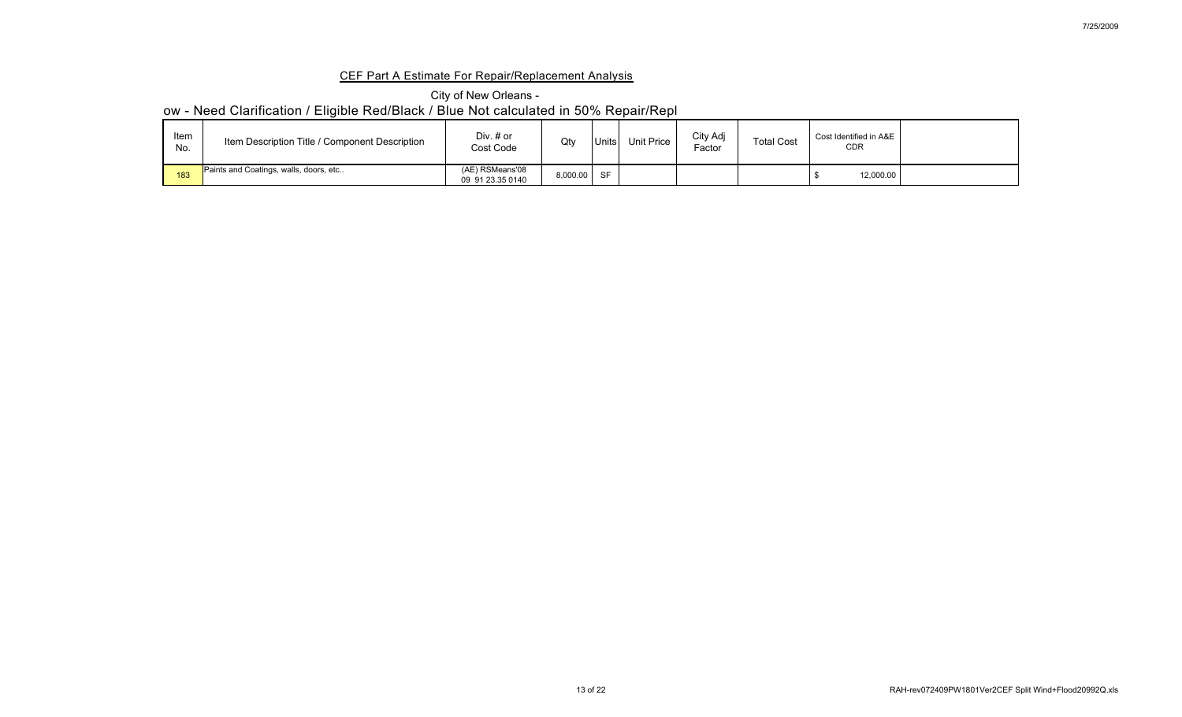## CEF Part A Estimate For Repair/Replacement Analysis

City of New Orleans -

ow - Need Clarification / Eligible Red/Black / Blue Not calculated in 50% Repair/Repl

| Item No. | Item Description Title / Component Description | Div. # or Cost Code | Qty | Units | Unit Price | City Adj Factor | Total Cost | Cost Identified in A&E CDR | |
|---|---|---|---|---|---|---|---|---|---|
| 183 | Paints and Coatings, walls, doors, etc.. | (AE) RSMeans'08 09 91 23.35 0140 | 8,000.00 | SF | | | | $ 12,000.00 | |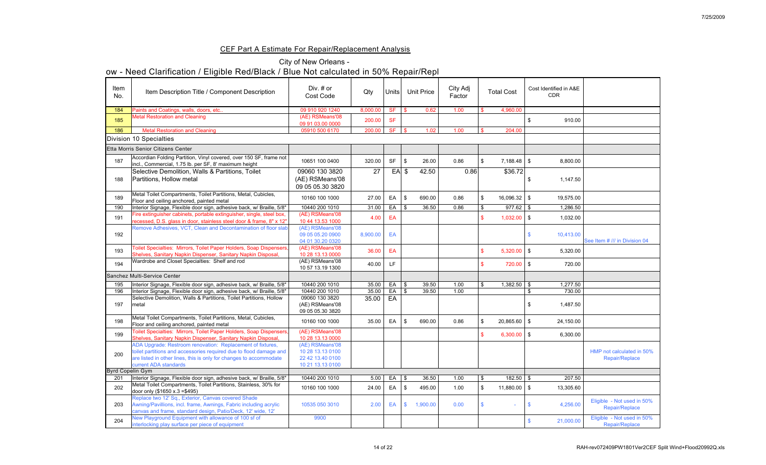## CEF Part A Estimate For Repair/Replacement Analysis

City of New Orleans -

ow - Need Clarification / Eligible Red/Black / Blue Not calculated in 50% Repair/Repl

| Item No. | Item Description Title / Component Description | Div. # or Cost Code | Qty | Units | Unit Price | City Adj Factor | Total Cost | Cost Identified in A&E CDR | |
|---|---|---|---|---|---|---|---|---|---|
| 184 | Paints and Coatings, walls, doors, etc.. | 09 910 920 1240 | 8,000.00 | SF | $ 0.62 | 1.00 | $ 4,960.00 | | |
| 185 | Metal Restoration and Cleaning | (AE) RSMeans'08 09 91 03.00 0000 | 200.00 | SF | | | | $ 910.00 | |
| 186 | Metal Restoration and Cleaning | 05910 500 6170 | 200.00 | SF | $ 1.02 | 1.00 | $ 204.00 | | |
| Division 10 Specialties | | | | | | | | | |
| Etta Morris Senior Citizens Center | | | | | | | | | |
| 187 | Accordian Folding Partition, Vinyl covered, over 150 SF, frame not incl., Commercial, 1.75 lb. per SF, 8' maximum height | 10651 100 0400 | 320.00 | SF | $ 26.00 | 0.86 | $ 7,188.48 | $ 8,800.00 | |
| 188 | Selective Demolition, Walls & Partitions, Toilet Partitions, Hollow metal | 09060 130 3820 (AE) RSMeans'08 09 05 05.30 3820 | 27 | EA | $ 42.50 | 0.86 | $36.72 | $ 1,147.50 | |
| 189 | Metal Toilet Compartments, Toilet Partitions, Metal, Cubicles, Floor and ceiling anchored, painted metal | 10160 100 1000 | 27.00 | EA | $ 690.00 | 0.86 | $ 16,096.32 | $ 19,575.00 | |
| 190 | Interior Signage, Flexible door sign, adhesive back, w/ Braille, 5/8" | 10440 200 1010 | 31.00 | EA | $ 36.50 | 0.86 | $ 977.62 | $ 1,286.50 | |
| 191 | Fire extinguisher cabinets, portable extinguisher, single, steel box, recessed, D.S. glass in door, stainless steel door & frame, 8" x 12" | (AE) RSMeans'08 10 44 13.53 1000 | 4.00 | EA | | | $ 1,032.00 | $ 1,032.00 | |
| 192 | Remove Adhesives, VCT, Clean and Decontamination of floor slab | (AE) RSMeans'08 09 05 05.20 0900 04 01 30.20 0320 | 8,900.00 | EA | | | | $ 10,413.00 | See Item # /// in Division 04 |
| 193 | Toilet Specialties: Mirrors, Toilet Paper Holders, Soap Dispensers, Shelves, Sanitary Napkin Dispenser, Sanitary Napkin Disposal, | (AE) RSMeans'08 10 28 13.13 0000 | 36.00 | EA | | | $ 5,320.00 | $ 5,320.00 | |
| 194 | Wardrobe and Closet Specialties: Shelf and rod | (AE) RSMeans'08 10 57 13.19 1300 | 40.00 | LF | | | $ 720.00 | $ 720.00 | |
| Sanchez Multi-Service Center | | | | | | | | | |
| 195 | Interior Signage, Flexible door sign, adhesive back, w/ Braille, 5/8" | 10440 200 1010 | 35.00 | EA | $ 39.50 | 1.00 | $ 1,382.50 | $ 1,277.50 | |
| 196 | Interior Signage, Flexible door sign, adhesive back, w/ Braille, 5/8" | 10440 200 1010 | 35.00 | EA | $ 39.50 | 1.00 | | $ 730.00 | |
| 197 | Selective Demolition, Walls & Partitions, Toilet Partitions, Hollow metal | 09060 130 3820 (AE) RSMeans'08 09 05 05.30 3820 | 35.00 | EA | | | | $ 1,487.50 | |
| 198 | Metal Toilet Compartments, Toilet Partitions, Metal, Cubicles, Floor and ceiling anchored, painted metal | 10160 100 1000 | 35.00 | EA | $ 690.00 | 0.86 | $ 20,865.60 | $ 24,150.00 | |
| 199 | Toilet Specialties: Mirrors, Toilet Paper Holders, Soap Dispensers, Shelves, Sanitary Napkin Dispenser, Sanitary Napkin Disposal, | (AE) RSMeans'08 10 28 13.13 0000 | | | | | $ 6,300.00 | $ 6,300.00 | |
| 200 | ADA Upgrade: Restroom renovation: Replacement of fixtures, toilet partitions and accessories required due to flood damage and are listed in other lines, this is only for changes to accommodate current ADA standards | (AE) RSMeans'08 10 28 13.13 0100 22 42 13.40 0100 10 21 13.13 0100 | | | | | | | HMP not calculated in 50% Repair/Replace |
| Byrd Copelin Gym | | | | | | | | | |
| 201 | Interior Signage, Flexible door sign, adhesive back, w/ Braille, 5/8" | 10440 200 1010 | 5.00 | EA | $ 36.50 | 1.00 | $ 182.50 | $ 207.50 | |
| 202 | Metal Toilet Compartments, Toilet Partitions, Stainless, 30% for door only ($1650 x.3 =$495) | 10160 100 1000 | 24.00 | EA | $ 495.00 | 1.00 | $ 11,880.00 | $ 13,305.60 | |
| 203 | Replace two 12' Sq., Exterior, Canvas covered Shade Awning/Pavillions, incl. frame, Awnings, Fabric including acrylic canvas and frame, standard design, Patio/Deck, 12' wide, 12' | 10535 050 3010 | 2.00 | EA | $ 1,900.00 | 0.00 | $ - | $ 4,256.00 | Eligible - Not used in 50% Repair/Replace |
| 204 | New Playground Equipment with allowance of 100 sf of interlocking play surface per piece of equipment | 9900 | | | | | | $ 21,000.00 | Eligible - Not used in 50% Repair/Replace |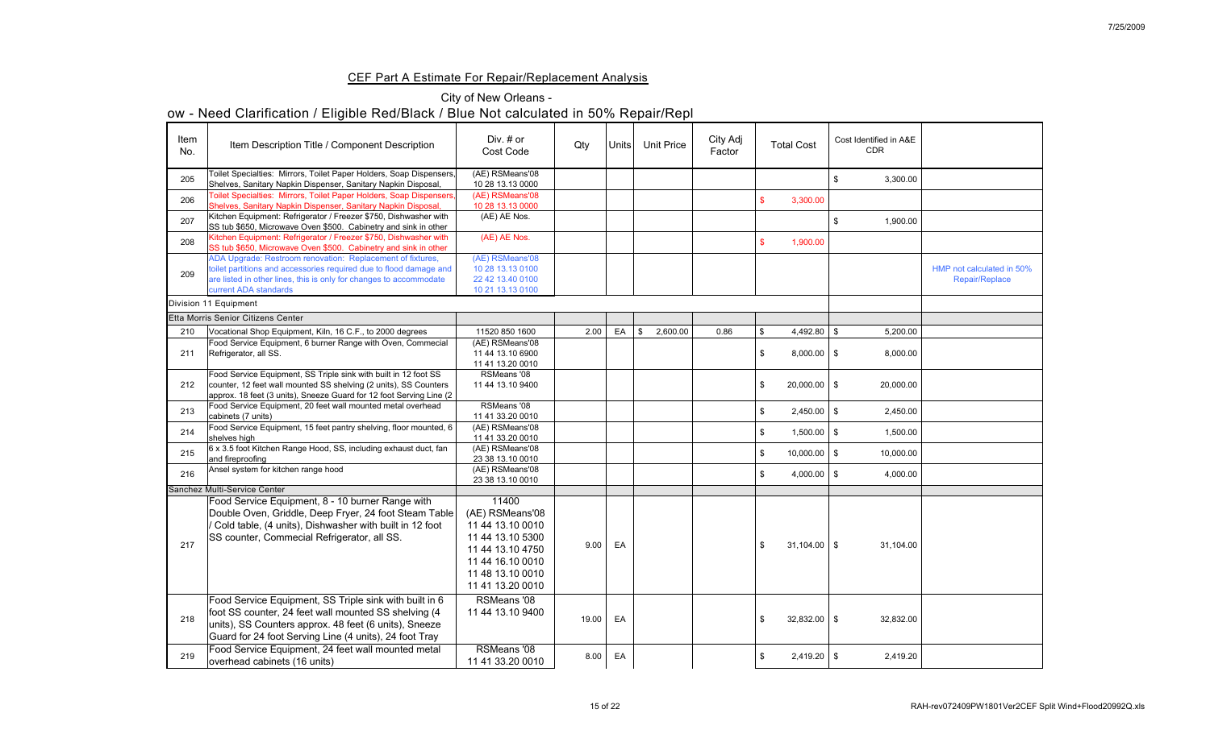## CEF Part A Estimate For Repair/Replacement Analysis

City of New Orleans -

ow - Need Clarification / Eligible Red/Black / Blue Not calculated in 50% Repair/Repl

| Item No. | Item Description Title / Component Description | Div. # or Cost Code | Qty | Units | Unit Price | City Adj Factor | Total Cost | Cost Identified in A&E CDR | |
|---|---|---|---|---|---|---|---|---|---|
| 205 | Toilet Specialties: Mirrors, Toilet Paper Holders, Soap Dispensers, Shelves, Sanitary Napkin Dispenser, Sanitary Napkin Disposal, | (AE) RSMeans'08 10 28 13.13 0000 | | | | | | $ 3,300.00 | |
| 206 | Toilet Specialties: Mirrors, Toilet Paper Holders, Soap Dispensers, Shelves, Sanitary Napkin Dispenser, Sanitary Napkin Disposal, | (AE) RSMeans'08 10 28 13.13 0000 | | | | | $ 3,300.00 | | |
| 207 | Kitchen Equipment: Refrigerator / Freezer $750, Dishwasher with SS tub $650, Microwave Oven $500. Cabinetry and sink in other | (AE) AE Nos. | | | | | | $ 1,900.00 | |
| 208 | Kitchen Equipment: Refrigerator / Freezer $750, Dishwasher with SS tub $650, Microwave Oven $500. Cabinetry and sink in other | (AE) AE Nos. | | | | | $ 1,900.00 | | |
| 209 | ADA Upgrade: Restroom renovation: Replacement of fixtures, toilet partitions and accessories required due to flood damage and are listed in other lines, this is only for changes to accommodate current ADA standards | (AE) RSMeans'08 10 28 13.13 0100 22 42 13.40 0100 10 21 13.13 0100 | | | | | | | HMP not calculated in 50% Repair/Replace |
| Division 11 Equipment | | | | | | | | | |
| Etta Morris Senior Citizens Center | | | | | | | | | |
| 210 | Vocational Shop Equipment, Kiln, 16 C.F., to 2000 degrees | 11520 850 1600 | 2.00 | EA | $ 2,600.00 | 0.86 | $ 4,492.80 | $ 5,200.00 | |
| 211 | Food Service Equipment, 6 burner Range with Oven, Commercial Refrigerator, all SS. | (AE) RSMeans'08 11 44 13.10 6900 11 41 13.20 0010 | | | | | $ 8,000.00 | $ 8,000.00 | |
| 212 | Food Service Equipment, SS Triple sink with built in 12 foot SS counter, 12 feet wall mounted SS shelving (2 units), SS Counters approx. 18 feet (3 units), Sneeze Guard for 12 foot Serving Line (2 | RSMeans '08 11 44 13.10 9400 | | | | | $ 20,000.00 | $ 20,000.00 | |
| 213 | Food Service Equipment, 20 feet wall mounted metal overhead cabinets (7 units) | RSMeans '08 11 41 33.20 0010 | | | | | $ 2,450.00 | $ 2,450.00 | |
| 214 | Food Service Equipment, 15 feet pantry shelving, floor mounted, 6 shelves high | (AE) RSMeans'08 11 41 33.20 0010 | | | | | $ 1,500.00 | $ 1,500.00 | |
| 215 | 6 x 3.5 foot Kitchen Range Hood, SS, including exhaust duct, fan and fireproofing | (AE) RSMeans'08 23 38 13.10 0010 | | | | | $ 10,000.00 | $ 10,000.00 | |
| 216 | Ansel system for kitchen range hood | (AE) RSMeans'08 23 38 13.10 0010 | | | | | $ 4,000.00 | $ 4,000.00 | |
| Sanchez Multi-Service Center | | | | | | | | | |
| 217 | Food Service Equipment, 8 - 10 burner Range with Double Oven, Griddle, Deep Fryer, 24 foot Steam Table / Cold table, (4 units), Dishwasher with built in 12 foot SS counter, Commecial Refrigerator, all SS. | 11400 (AE) RSMeans'08 11 44 13.10 0010 11 44 13.10 5300 11 44 13.10 4750 11 44 16.10 0010 11 48 13.10 0010 11 41 13.20 0010 | 9.00 | EA | | | $ 31,104.00 | $ 31,104.00 | |
| 218 | Food Service Equipment, SS Triple sink with built in 6 foot SS counter, 24 feet wall mounted SS shelving (4 units), SS Counters approx. 48 feet (6 units), Sneeze Guard for 24 foot Serving Line (4 units), 24 foot Tray | RSMeans '08 11 44 13.10 9400 | 19.00 | EA | | | $ 32,832.00 | $ 32,832.00 | |
| 219 | Food Service Equipment, 24 feet wall mounted metal overhead cabinets (16 units) | RSMeans '08 11 41 33.20 0010 | 8.00 | EA | | | $ 2,419.20 | $ 2,419.20 | |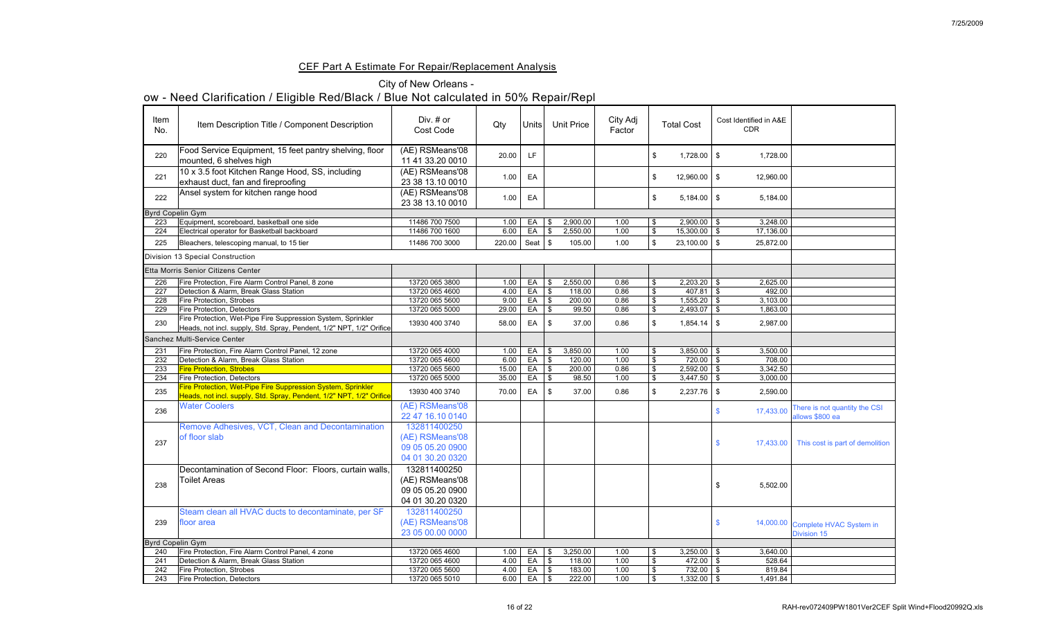## CEF Part A Estimate For Repair/Replacement Analysis

City of New Orleans -

ow - Need Clarification / Eligible Red/Black / Blue Not calculated in 50% Repair/Repl

| Item No. | Item Description Title / Component Description | Div. # or Cost Code | Qty | Units | Unit Price | City Adj Factor | Total Cost | Cost Identified in A&E CDR | |
|---|---|---|---|---|---|---|---|---|---|
| 220 | Food Service Equipment, 15 feet pantry shelving, floor mounted, 6 shelves high | (AE) RSMeans'08 11 41 33.20 0010 | 20.00 | LF | | | $ 1,728.00 | $ 1,728.00 | |
| 221 | 10 x 3.5 foot Kitchen Range Hood, SS, including exhaust duct, fan and fireproofing | (AE) RSMeans'08 23 38 13.10 0010 | 1.00 | EA | | | $ 12,960.00 | $ 12,960.00 | |
| 222 | Ansel system for kitchen range hood | (AE) RSMeans'08 23 38 13.10 0010 | 1.00 | EA | | | $ 5,184.00 | $ 5,184.00 | |
| Byrd Copelin Gym | | | | | | | | | |
| 223 | Equipment, scoreboard, basketball one side | 11486 700 7500 | 1.00 | EA | $ 2,900.00 | 1.00 | $ 2,900.00 | $ 3,248.00 | |
| 224 | Electrical operator for Basketball backboard | 11486 700 1600 | 6.00 | EA | $ 2,550.00 | 1.00 | $ 15,300.00 | $ 17,136.00 | |
| 225 | Bleachers, telescoping manual, to 15 tier | 11486 700 3000 | 220.00 | Seat | $ 105.00 | 1.00 | $ 23,100.00 | $ 25,872.00 | |
| Division 13 Special Construction | | | | | | | | | |
| Etta Morris Senior Citizens Center | | | | | | | | | |
| 226 | Fire Protection, Fire Alarm Control Panel, 8 zone | 13720 065 3800 | 1.00 | EA | $ 2,550.00 | 0.86 | $ 2,203.20 | $ 2,625.00 | |
| 227 | Detection & Alarm, Break Glass Station | 13720 065 4600 | 4.00 | EA | $ 118.00 | 0.86 | $ 407.81 | $ 492.00 | |
| 228 | Fire Protection, Strobes | 13720 065 5600 | 9.00 | EA | $ 200.00 | 0.86 | $ 1,555.20 | $ 3,103.00 | |
| 229 | Fire Protection, Detectors | 13720 065 5000 | 29.00 | EA | $ 99.50 | 0.86 | $ 2,493.07 | $ 1,863.00 | |
| 230 | Fire Protection, Wet-Pipe Fire Suppression System, Sprinkler Heads, not incl. supply, Std. Spray, Pendent, 1/2" NPT, 1/2" Orifice | 13930 400 3740 | 58.00 | EA | $ 37.00 | 0.86 | $ 1,854.14 | $ 2,987.00 | |
| Sanchez Multi-Service Center | | | | | | | | | |
| 231 | Fire Protection, Fire Alarm Control Panel, 12 zone | 13720 065 4000 | 1.00 | EA | $ 3,850.00 | 1.00 | $ 3,850.00 | $ 3,500.00 | |
| 232 | Detection & Alarm, Break Glass Station | 13720 065 4600 | 6.00 | EA | $ 120.00 | 1.00 | $ 720.00 | $ 708.00 | |
| 233 | Fire Protection, Strobes | 13720 065 5600 | 15.00 | EA | $ 200.00 | 0.86 | $ 2,592.00 | $ 3,342.50 | |
| 234 | Fire Protection, Detectors | 13720 065 5000 | 35.00 | EA | $ 98.50 | 1.00 | $ 3,447.50 | $ 3,000.00 | |
| 235 | Fire Protection, Wet-Pipe Fire Suppression System, Sprinkler Heads, not incl. supply, Std. Spray, Pendent, 1/2" NPT, 1/2" Orifice | 13930 400 3740 | 70.00 | EA | $ 37.00 | 0.86 | $ 2,237.76 | $ 2,590.00 | |
| 236 | Water Coolers | (AE) RSMeans'08 22 47 16.10 0140 | | | | | | $ 17,433.00 | There is not quantity the CSI allows $800 ea |
| 237 | Remove Adhesives, VCT, Clean and Decontamination of floor slab | 132811400250 (AE) RSMeans'08 09 05 05.20 0900 04 01 30.20 0320 | | | | | | $ 17,433.00 | This cost is part of demolition |
| 238 | Decontamination of Second Floor: Floors, curtain walls, Toilet Areas | 132811400250 (AE) RSMeans'08 09 05 05.20 0900 04 01 30.20 0320 | | | | | | $ 5,502.00 | |
| 239 | Steam clean all HVAC ducts to decontaminate, per SF floor area | 132811400250 (AE) RSMeans'08 23 05 00.00 0000 | | | | | | $ 14,000.00 | Complete HVAC System in Division 15 |
| Byrd Copelin Gym | | | | | | | | | |
| 240 | Fire Protection, Fire Alarm Control Panel, 4 zone | 13720 065 4600 | 1.00 | EA | $ 3,250.00 | 1.00 | $ 3,250.00 | $ 3,640.00 | |
| 241 | Detection & Alarm, Break Glass Station | 13720 065 4600 | 4.00 | EA | $ 118.00 | 1.00 | $ 472.00 | $ 528.64 | |
| 242 | Fire Protection, Strobes | 13720 065 5600 | 4.00 | EA | $ 183.00 | 1.00 | $ 732.00 | $ 819.84 | |
| 243 | Fire Protection, Detectors | 13720 065 5010 | 6.00 | EA | $ 222.00 | 1.00 | $ 1,332.00 | $ 1,491.84 | |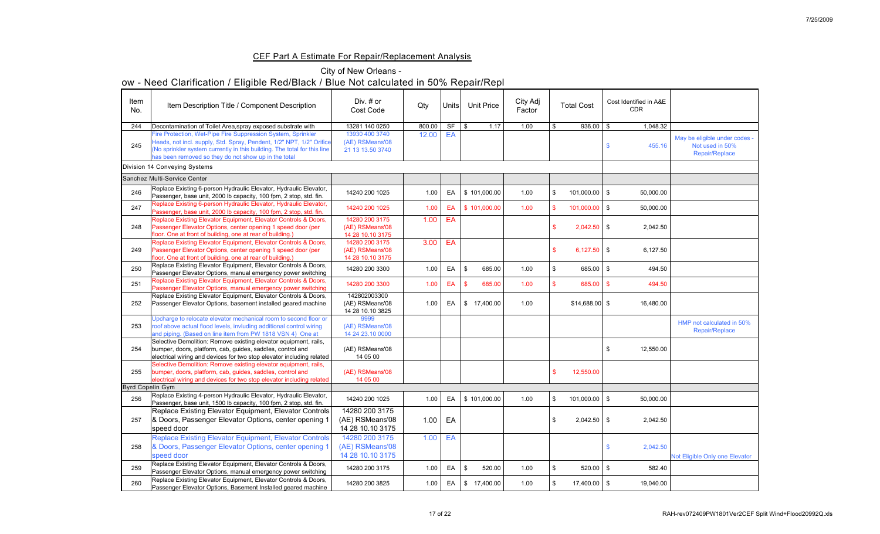## CEF Part A Estimate For Repair/Replacement Analysis

City of New Orleans -

ow - Need Clarification / Eligible Red/Black / Blue Not calculated in 50% Repair/Repl

| Item No. | Item Description Title / Component Description | Div. # or Cost Code | Qty | Units | Unit Price | City Adj Factor | Total Cost | Cost Identified in A&E CDR | |
|---|---|---|---|---|---|---|---|---|---|
| 244 | Decontamination of Toilet Area,spray exposed substrate with | 13281 140 0250 | 800.00 | SF | $ 1.17 | 1.00 | $ 936.00 | $ 1,048.32 | |
| 245 | Fire Protection, Wet-Pipe Fire Suppression System, Sprinkler Heads, not incl. supply, Std. Spray, Pendent, 1/2" NPT, 1/2" Orifice (No sprinkler system currently in this building. The total for this line has been removed so they do not show up in the total | 13930 400 3740 (AE) RSMeans'08 21 13 13.50 3740 | 12.00 | EA | | | | $ 455.16 | May be eligible under codes - Not used in 50% Repair/Replace |
| | Division 14 Conveying Systems | | | | | | | | |
| | Sanchez Multi-Service Center | | | | | | | | |
| 246 | Replace Existing 6-person Hydraulic Elevator, Hydraulic Elevator, Passenger, base unit, 2000 lb capacity, 100 fpm, 2 stop, std. fin. | 14240 200 1025 | 1.00 | EA | $ 101,000.00 | 1.00 | $ 101,000.00 | $ 50,000.00 | |
| 247 | Replace Existing 6-person Hydraulic Elevator, Hydraulic Elevator, Passenger, base unit, 2000 lb capacity, 100 fpm, 2 stop, std. fin. | 14240 200 1025 | 1.00 | EA | $ 101,000.00 | 1.00 | $ 101,000.00 | $ 50,000.00 | |
| 248 | Replace Existing Elevator Equipment, Elevator Controls & Doors, Passenger Elevator Options, center opening 1 speed door (per floor. One at front of building, one at rear of building.) | 14280 200 3175 (AE) RSMeans'08 14 28 10.10 3175 | 1.00 | EA | | | $ 2,042.50 | $ 2,042.50 | |
| 249 | Replace Existing Elevator Equipment, Elevator Controls & Doors, Passenger Elevator Options, center opening 1 speed door (per floor. One at front of building, one at rear of building.) | 14280 200 3175 (AE) RSMeans'08 14 28 10.10 3175 | 3.00 | EA | | | $ 6,127.50 | $ 6,127.50 | |
| 250 | Replace Existing Elevator Equipment, Elevator Controls & Doors, Passenger Elevator Options, manual emergency power switching | 14280 200 3300 | 1.00 | EA | $ 685.00 | 1.00 | $ 685.00 | $ 494.50 | |
| 251 | Replace Existing Elevator Equipment, Elevator Controls & Doors, Passenger Elevator Options, manual emergency power switching | 14280 200 3300 | 1.00 | EA | $ 685.00 | 1.00 | $ 685.00 | $ 494.50 | |
| 252 | Replace Existing Elevator Equipment, Elevator Controls & Doors, Passenger Elevator Options, basement installed geared machine | 142802003300 (AE) RSMeans'08 14 28 10.10 3825 | 1.00 | EA | $ 17,400.00 | 1.00 | $14,688.00 | $ 16,480.00 | |
| 253 | Upcharge to relocate elevator mechanical room to second floor or roof above actual flood levels, invluding additional control wiring and piping. (Based on line item from PW 1818 VSN 4) One at | 9999 (AE) RSMeans'08 14 24 23.10 0000 | | | | | | | HMP not calculated in 50% Repair/Replace |
| 254 | Selective Demolition: Remove existing elevator equipment, rails, bumper, doors, platform, cab, guides, saddles, control and electrical wiring and devices for two stop elevator including related | (AE) RSMeans'08 14 05 00 | | | | | | $ 12,550.00 | |
| 255 | Selective Demolition: Remove existing elevator equipment, rails, bumper, doors, platform, cab, guides, saddles, control and electrical wiring and devices for two stop elevator including related | (AE) RSMeans'08 14 05 00 | | | | | $ 12,550.00 | | |
| | Byrd Copelin Gym | | | | | | | | |
| 256 | Replace Existing 4-person Hydraulic Elevator, Hydraulic Elevator, Passenger, base unit, 1500 lb capacity, 100 fpm, 2 stop, std. fin. | 14240 200 1025 | 1.00 | EA | $ 101,000.00 | 1.00 | $ 101,000.00 | $ 50,000.00 | |
| 257 | Replace Existing Elevator Equipment, Elevator Controls & Doors, Passenger Elevator Options, center opening 1 speed door | 14280 200 3175 (AE) RSMeans'08 14 28 10.10 3175 | 1.00 | EA | | | $ 2,042.50 | $ 2,042.50 | |
| 258 | Replace Existing Elevator Equipment, Elevator Controls & Doors, Passenger Elevator Options, center opening 1 speed door | 14280 200 3175 (AE) RSMeans'08 14 28 10.10 3175 | 1.00 | EA | | | | $ 2,042.50 | Not Eligible Only one Elevator |
| 259 | Replace Existing Elevator Equipment, Elevator Controls & Doors, Passenger Elevator Options, manual emergency power switching | 14280 200 3175 | 1.00 | EA | $ 520.00 | 1.00 | $ 520.00 | $ 582.40 | |
| 260 | Replace Existing Elevator Equipment, Elevator Controls & Doors, Passenger Elevator Options, Basement Installed geared machine | 14280 200 3825 | 1.00 | EA | $ 17,400.00 | 1.00 | $ 17,400.00 | $ 19,040.00 | |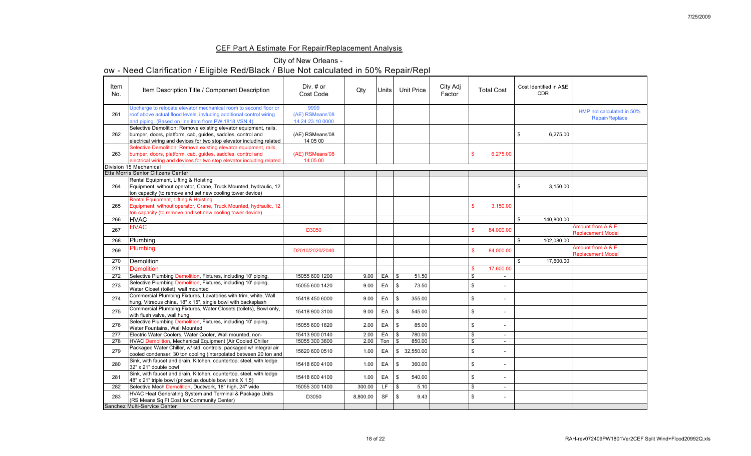## CEF Part A Estimate For Repair/Replacement Analysis

City of New Orleans -

ow - Need Clarification / Eligible Red/Black / Blue Not calculated in 50% Repair/Repl

| Item No. | Item Description Title / Component Description | Div. # or Cost Code | Qty | Units | Unit Price | City Adj Factor | Total Cost | Cost Identified in A&E CDR | |
|---|---|---|---|---|---|---|---|---|---|
| 261 | Upcharge to relocate elevator mechanical room to second floor or roof above actual flood levels, invluding additional control wiring and piping. (Based on line item from PW 1818 VSN 4) | 9999 (AE) RSMeans'08 14 24 23.10 0000 | | | | | | | HMP not calculated in 50% Repair/Replace |
| 262 | Selective Demolition: Remove existing elevator equipment, rails, bumper, doors, platform, cab, guides, saddles, control and electrical wiring and devices for two stop elevator including related | (AE) RSMeans'08 14 05 00 | | | | | | $ 6,275.00 | |
| 263 | Selective Demolition: Remove existing elevator equipment, rails, bumper, doors, platform, cab, guides, saddles, control and electrical wiring and devices for two stop elevator including related | (AE) RSMeans'08 14 05 00 | | | | | $ 6,275.00 | | |
| | Division 15 Mechanical | | | | | | | | |
| | Etta Morris Senior Citizens Center | | | | | | | | |
| 264 | Rental Equipment, Lifting & Hoisting Equipment, without operator, Crane, Truck Mounted, hydraulic, 12 ton capacity (to remove and set new cooling tower device) | | | | | | | $ 3,150.00 | |
| 265 | Rental Equipment, Lifting & Hoisting Equipment, without operator, Crane, Truck Mounted, hydraulic, 12 ton capacity (to remove and set new cooling tower device) | | | | | | $ 3,150.00 | | |
| 266 | HVAC | | | | | | | $ 140,800.00 | |
| 267 | HVAC | D3050 | | | | | $ 84,000.00 | | Amount from A & E Replacement Model |
| 268 | Plumbing | | | | | | | $ 102,080.00 | |
| 269 | Plumbing | D2010/2020/2040 | | | | | $ 84,000.00 | | Amount from A & E Replacement Model |
| 270 | Demolition | | | | | | | $ 17,600.00 | |
| 271 | Demolition | | | | | | $ 17,600.00 | | |
| 272 | Selective Plumbing Demolition, Fixtures, including 10' piping, | 15055 600 1200 | 9.00 | EA | $ 51.50 | | $ - | | |
| 273 | Selective Plumbing Demolition, Fixtures, including 10' piping, Water Closet (toilet), wall mounted | 15055 600 1420 | 9.00 | EA | $ 73.50 | | $ - | | |
| 274 | Commercial Plumbing Fixtures, Lavatories with trim, white, Wall hung, Vitreous china, 18" x 15", single bowl with backsplash | 15418 450 6000 | 9.00 | EA | $ 355.00 | | $ - | | |
| 275 | Commercial Plumbing Fixtures, Water Closets (toilets), Bowl only, with flush valve, wall hung | 15418 900 3100 | 9.00 | EA | $ 545.00 | | $ - | | |
| 276 | Selective Plumbing Demolition, Fixtures, including 10' piping, Water Fountains, Wall Mounted | 15055 600 1620 | 2.00 | EA | $ 85.00 | | $ - | | |
| 277 | Electric Water Coolers, Water Cooler, Wall mounted, non- | 15413 900 0140 | 2.00 | EA | $ 780.00 | | $ - | | |
| 278 | HVAC Demolition, Mechanical Equipment (Air Cooled Chiller | 15055 300 3600 | 2.00 | Ton | $ 850.00 | | $ - | | |
| 279 | Packaged Water Chiller, w/ std. controls, packaged w/ integral air cooled condenser, 30 ton cooling (interpolated between 20 ton and | 15620 600 0510 | 1.00 | EA | $ 32,550.00 | | $ - | | |
| 280 | Sink, with faucet and drain, Kitchen, countertop, steel, with ledge 32" x 21" double bowl | 15418 600 4100 | 1.00 | EA | $ 360.00 | | $ - | | |
| 281 | Sink, with faucet and drain, Kitchen, countertop, steel, with ledge 48" x 21" triple bowl (priced as double bowl sink X 1.5) | 15418 600 4100 | 1.00 | EA | $ 540.00 | | $ - | | |
| 282 | Selective Mech Demolition, Ductwork, 18" high, 24" wide | 15055 300 1400 | 300.00 | LF | $ 5.10 | | $ - | | |
| 283 | HVAC Heat Generating System and Terminal & Package Units (RS Means Sq Ft Cost for Community Center) | D3050 | 8,800.00 | SF | $ 9.43 | | $ - | | |
| | Sanchez Multi-Service Center | | | | | | | | |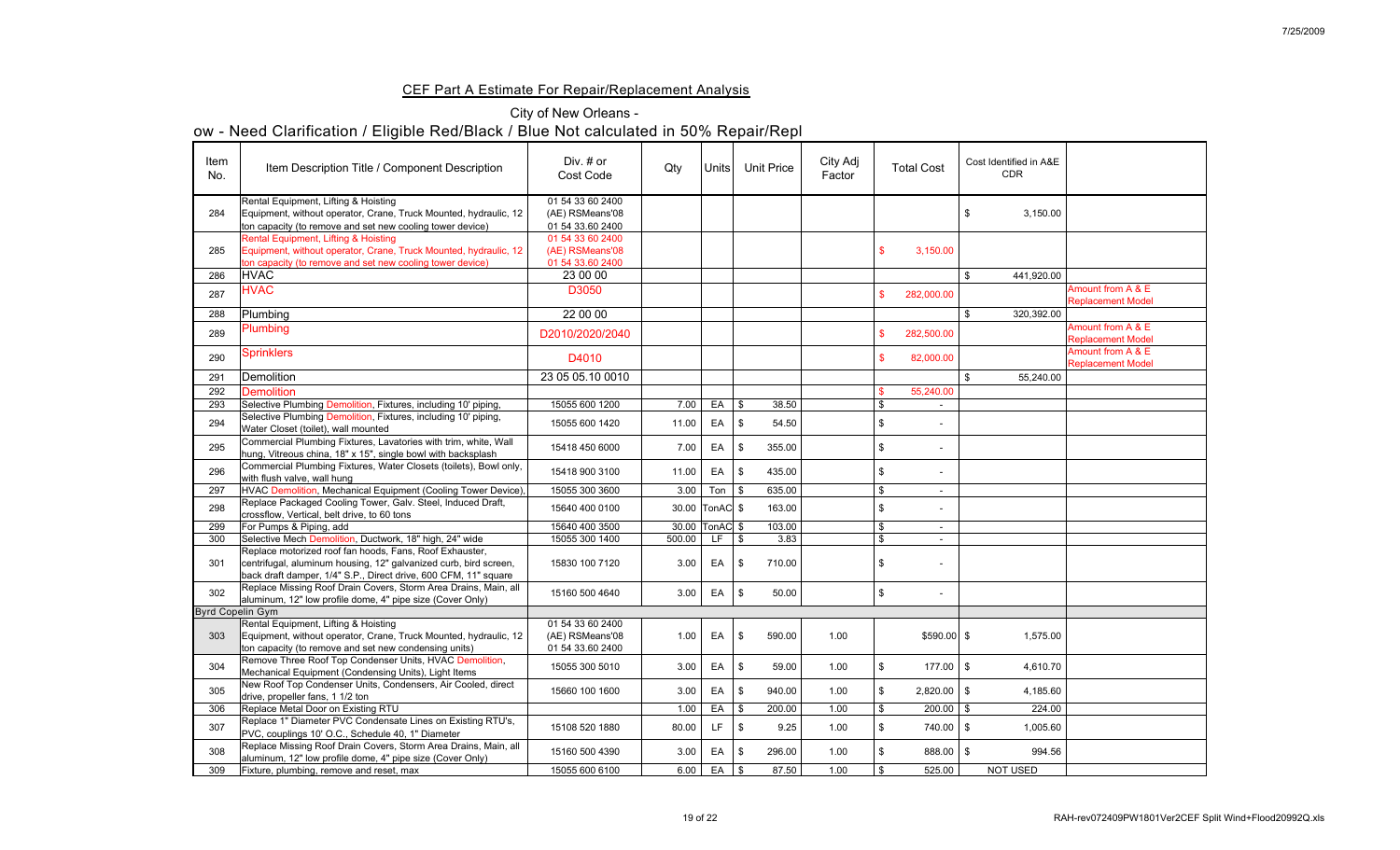## CEF Part A Estimate For Repair/Replacement Analysis

City of New Orleans -

ow - Need Clarification / Eligible Red/Black / Blue Not calculated in 50% Repair/Repl

| Item No. | Item Description Title / Component Description | Div. # or Cost Code | Qty | Units | Unit Price | City Adj Factor | Total Cost | Cost Identified in A&E CDR | |
|---|---|---|---|---|---|---|---|---|---|
| 284 | Rental Equipment, Lifting & Hoisting Equipment, without operator, Crane, Truck Mounted, hydraulic, 12 ton capacity (to remove and set new cooling tower device) | 01 54 33 60 2400 (AE) RSMeans'08 01 54 33.60 2400 | | | | | | $ 3,150.00 | |
| 285 | Rental Equipment, Lifting & Hoisting Equipment, without operator, Crane, Truck Mounted, hydraulic, 12 ton capacity (to remove and set new cooling tower device) | 01 54 33 60 2400 (AE) RSMeans'08 01 54 33.60 2400 | | | | | $ 3,150.00 | | |
| 286 | HVAC | 23 00 00 | | | | | | $ 441,920.00 | |
| 287 | HVAC | D3050 | | | | | $ 282,000.00 | | Amount from A & E Replacement Model |
| 288 | Plumbing | 22 00 00 | | | | | | $ 320,392.00 | |
| 289 | Plumbing | D2010/2020/2040 | | | | | $ 282,500.00 | | Amount from A & E Replacement Model |
| 290 | Sprinklers | D4010 | | | | | $ 82,000.00 | | Amount from A & E Replacement Model |
| 291 | Demolition | 23 05 05.10 0010 | | | | | | $ 55,240.00 | |
| 292 | Demolition | | | | | | $ 55,240.00 | | |
| 293 | Selective Plumbing Demolition, Fixtures, including 10' piping, | 15055 600 1200 | 7.00 | EA | $ 38.50 | | $ - | | |
| 294 | Selective Plumbing Demolition, Fixtures, including 10' piping, Water Closet (toilet), wall mounted | 15055 600 1420 | 11.00 | EA | $ 54.50 | | $ - | | |
| 295 | Commercial Plumbing Fixtures, Lavatories with trim, white, Wall hung, Vitreous china, 18" x 15", single bowl with backsplash | 15418 450 6000 | 7.00 | EA | $ 355.00 | | $ - | | |
| 296 | Commercial Plumbing Fixtures, Water Closets (toilets), Bowl only, with flush valve, wall hung | 15418 900 3100 | 11.00 | EA | $ 435.00 | | $ - | | |
| 297 | HVAC Demolition, Mechanical Equipment (Cooling Tower Device), | 15055 300 3600 | 3.00 | Ton | $ 635.00 | | $ - | | |
| 298 | Replace Packaged Cooling Tower, Galv. Steel, Induced Draft, crossflow, Vertical, belt drive, to 60 tons | 15640 400 0100 | 30.00 | TonAC | $ 163.00 | | $ - | | |
| 299 | For Pumps & Piping, add | 15640 400 3500 | 30.00 | TonAC | $ 103.00 | | $ - | | |
| 300 | Selective Mech Demolition, Ductwork, 18" high, 24" wide | 15055 300 1400 | 500.00 | LF | $ 3.83 | | $ - | | |
| 301 | Replace motorized roof fan hoods, Fans, Roof Exhauster, centrifugal, aluminum housing, 12" galvanized curb, bird screen, back draft damper, 1/4" S.P., Direct drive, 600 CFM, 11" square | 15830 100 7120 | 3.00 | EA | $ 710.00 | | $ - | | |
| 302 | Replace Missing Roof Drain Covers, Storm Area Drains, Main, all aluminum, 12" low profile dome, 4" pipe size (Cover Only) | 15160 500 4640 | 3.00 | EA | $ 50.00 | | $ - | | |
| Byrd Copelin Gym | | | | | | | | | |
| 303 | Rental Equipment, Lifting & Hoisting Equipment, without operator, Crane, Truck Mounted, hydraulic, 12 ton capacity (to remove and set new condensing units) | 01 54 33 60 2400 (AE) RSMeans'08 01 54 33.60 2400 | 1.00 | EA | $ 590.00 | 1.00 | $590.00 | $ 1,575.00 | |
| 304 | Remove Three Roof Top Condenser Units, HVAC Demolition, Mechanical Equipment (Condensing Units), Light Items | 15055 300 5010 | 3.00 | EA | $ 59.00 | 1.00 | $ 177.00 | $ 4,610.70 | |
| 305 | New Roof Top Condenser Units, Condensers, Air Cooled, direct drive, propeller fans, 1 1/2 ton | 15660 100 1600 | 3.00 | EA | $ 940.00 | 1.00 | $ 2,820.00 | $ 4,185.60 | |
| 306 | Replace Metal Door on Existing RTU | | 1.00 | EA | $ 200.00 | 1.00 | $ 200.00 | $ 224.00 | |
| 307 | Replace 1" Diameter PVC Condensate Lines on Existing RTU's, PVC, couplings 10' O.C., Schedule 40, 1" Diameter | 15108 520 1880 | 80.00 | LF | $ 9.25 | 1.00 | $ 740.00 | $ 1,005.60 | |
| 308 | Replace Missing Roof Drain Covers, Storm Area Drains, Main, all aluminum, 12" low profile dome, 4" pipe size (Cover Only) | 15160 500 4390 | 3.00 | EA | $ 296.00 | 1.00 | $ 888.00 | $ 994.56 | |
| 309 | Fixture, plumbing, remove and reset, max | 15055 600 6100 | 6.00 | EA | $ 87.50 | 1.00 | $ 525.00 | NOT USED | |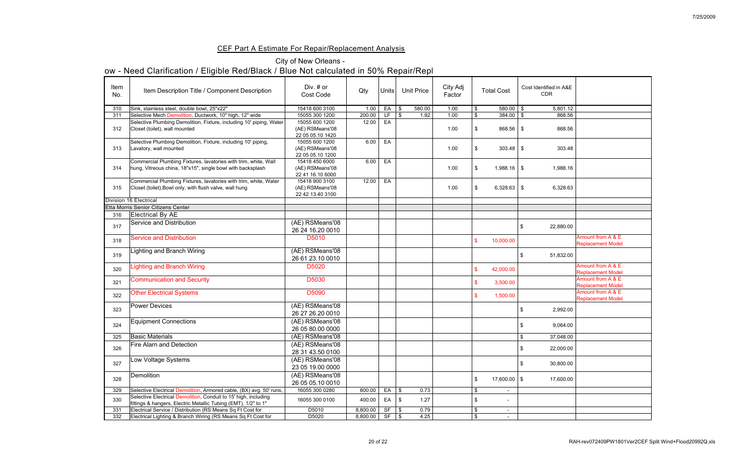## CEF Part A Estimate For Repair/Replacement Analysis

City of New Orleans -

ow - Need Clarification / Eligible Red/Black / Blue Not calculated in 50% Repair/Repl

| Item No. | Item Description Title / Component Description | Div. # or Cost Code | Qty | Units | Unit Price | City Adj Factor | Total Cost | Cost Identified in A&E CDR | |
|---|---|---|---|---|---|---|---|---|---|
| 310 | Sink, stainless steel, double bowl, 25"x22" | 15418 600 3100 | 1.00 | EA | $ 580.00 | 1.00 | $ 580.00 | $ 5,801.12 | |
| 311 | Selective Mech Demolition, Ductwork, 10" high, 12" wide | 15055 300 1200 | 200.00 | LF | $ 1.92 | 1.00 | $ 384.00 | $ 868.56 | |
| 312 | Selective Plumbing Demolition, Fixture, including 10' piping, Water Closet (toilet), wall mounted | 15055 600 1200 (AE) RSMeans'08 22 05 05.10 1420 | 12.00 | EA | | 1.00 | $ 868.56 | $ 868.56 | |
| 313 | Selective Plumbing Demolition, Fixture, including 10' piping, Lavatory, wall mounted | 15055 600 1200 (AE) RSMeans'08 22 05 05.10 1200 | 6.00 | EA | | 1.00 | $ 303.48 | $ 303.48 | |
| 314 | Commercial Plumbing Fixtures, lavatories with trim, white, Wall hung, Vitreous china, 18"x15", single bowl with backsplash | 15418 450 6000 (AE) RSMeans'08 22 41 16.10 6000 | 6.00 | EA | | 1.00 | $ 1,988.16 | $ 1,988.16 | |
| 315 | Commercial Plumbing Fixtures, lavatories with trim, white, Water Closet (toilet),Bowl only, with flush valve, wall hung | 15418 900 3100 (AE) RSMeans'08 22 42 13.40 3100 | 12.00 | EA | | 1.00 | $ 6,328.63 | $ 6,328.63 | |
| Division 16 Electrical | | | | | | | | | |
| Etta Morris Senior Citizens Center | | | | | | | | | |
| 316 | Electrical By AE | | | | | | | | |
| 317 | Service and Distribution | (AE) RSMeans'08 26 24 16.20 0010 | | | | | | $ 22,880.00 | |
| 318 | Service and Distribution | D5010 | | | | | $ 10,000.00 | | Amount from A & E Replacement Model |
| 319 | Lighting and Branch Wiring | (AE) RSMeans'08 26 61 23.10 0010 | | | | | | $ 51,832.00 | |
| 320 | Lighting and Branch Wiring | D5020 | | | | | $ 42,000.00 | | Amount from A & E Replacement Model |
| 321 | Communication and Security | D5030 | | | | | $ 3,500.00 | | Amount from A & E Replacement Model |
| 322 | Other Electrical Systems | D5090 | | | | | $ 1,500.00 | | Amount from A & E Replacement Model |
| 323 | Power Devices | (AE) RSMeans'08 26 27 26.20 0010 | | | | | | $ 2,992.00 | |
| 324 | Equipment Connections | (AE) RSMeans'08 26 05 80.00 0000 | | | | | | $ 9,064.00 | |
| 325 | Basic Materials | (AE) RSMeans'08 | | | | | | $ 37,048.00 | |
| 326 | Fire Alarn and Detection | (AE) RSMeans'08 28 31 43.50 0100 | | | | | | $ 22,000.00 | |
| 327 | Low Voltage Systems | (AE) RSMeans'08 23 05 19.00 0000 | | | | | | $ 30,800.00 | |
| 328 | Demolition | (AE) RSMeans'08 26 05 05.10 0010 | | | | | $ 17,600.00 | $ 17,600.00 | |
| 329 | Selective Electrical Demolition, Armored cable, (BX) avg. 50' runs, | 16055 300 0280 | 800.00 | EA | $ 0.73 | | $ - | | |
| 330 | Selective Electrical Demolition, Conduit to 15' high, including fittings & hangers, Electric Metallic Tubing (EMT), 1/2" to 1" | 16055 300 0100 | 400.00 | EA | $ 1.27 | | $ - | | |
| 331 | Electrical Service / Distribution (RS Means Sq Ft Cost for | D5010 | 8,800.00 | SF | $ 0.79 | | $ - | | |
| 332 | Electrical Lighting & Branch Wiring (RS Means Sq Ft Cost for | D5020 | 8,800.00 | SF | $ 4.25 | | $ - | | |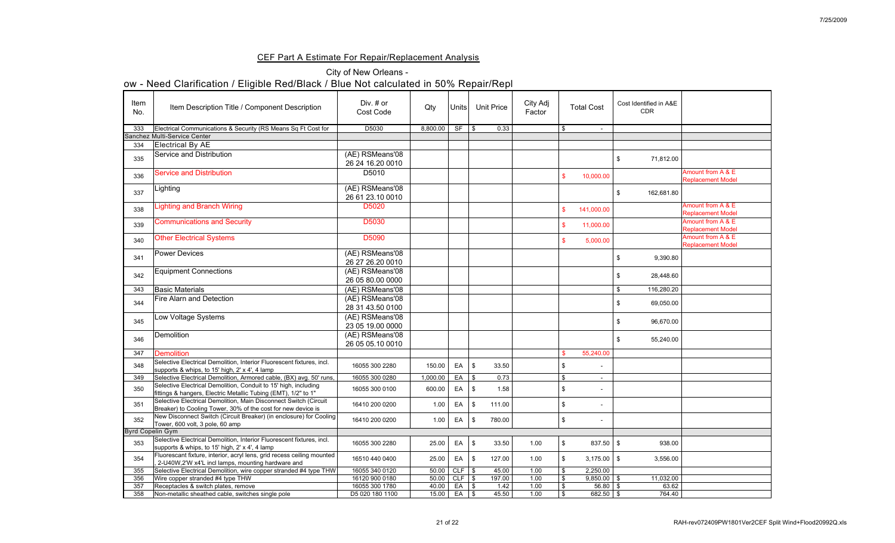## CEF Part A Estimate For Repair/Replacement Analysis

City of New Orleans -

ow - Need Clarification / Eligible Red/Black / Blue Not calculated in 50% Repair/Repl

| Item No. | Item Description Title / Component Description | Div. # or Cost Code | Qty | Units | Unit Price | City Adj Factor | Total Cost | Cost Identified in A&E CDR | |
|---|---|---|---|---|---|---|---|---|---|
| 333 | Electrical Communications & Security (RS Means Sq Ft Cost for | D5030 | 8,800.00 | SF | $ 0.33 | | $ - | | |
| Sanchez Multi-Service Center | | | | | | | | | |
| 334 | Electrical By AE | | | | | | | | |
| 335 | Service and Distribution | (AE) RSMeans'08 26 24 16.20 0010 | | | | | | $ 71,812.00 | |
| 336 | Service and Distribution | D5010 | | | | | $ 10,000.00 | | Amount from A & E Replacement Model |
| 337 | Lighting | (AE) RSMeans'08 26 61 23.10 0010 | | | | | | $ 162,681.80 | |
| 338 | Lighting and Branch Wiring | D5020 | | | | | $ 141,000.00 | | Amount from A & E Replacement Model |
| 339 | Communications and Security | D5030 | | | | | $ 11,000.00 | | Amount from A & E Replacement Model |
| 340 | Other Electrical Systems | D5090 | | | | | $ 5,000.00 | | Amount from A & E Replacement Model |
| 341 | Power Devices | (AE) RSMeans'08 26 27 26.20 0010 | | | | | | $ 9,390.80 | |
| 342 | Equipment Connections | (AE) RSMeans'08 26 05 80.00 0000 | | | | | | $ 28,448.60 | |
| 343 | Basic Materials | (AE) RSMeans'08 | | | | | | $ 116,280.20 | |
| 344 | Fire Alarn and Detection | (AE) RSMeans'08 28 31 43.50 0100 | | | | | | $ 69,050.00 | |
| 345 | Low Voltage Systems | (AE) RSMeans'08 23 05 19.00 0000 | | | | | | $ 96,670.00 | |
| 346 | Demolition | (AE) RSMeans'08 26 05 05.10 0010 | | | | | | $ 55,240.00 | |
| 347 | Demolition | | | | | | $ 55,240.00 | | |
| 348 | Selective Electrical Demolition, Interior Fluorescent fixtures, incl. supports & whips, to 15' high, 2' x 4', 4 lamp | 16055 300 2280 | 150.00 | EA | $ 33.50 | | $ - | | |
| 349 | Selective Electrical Demolition, Armored cable, (BX) avg. 50' runs, | 16055 300 0280 | 1,000.00 | EA | $ 0.73 | | $ - | | |
| 350 | Selective Electrical Demolition, Conduit to 15' high, including fittings & hangers, Electric Metallic Tubing (EMT), 1/2" to 1" | 16055 300 0100 | 600.00 | EA | $ 1.58 | | $ - | | |
| 351 | Selective Electrical Demolition, Main Disconnect Switch (Circuit Breaker) to Cooling Tower, 30% of the cost for new device is | 16410 200 0200 | 1.00 | EA | $ 111.00 | | $ - | | |
| 352 | New Disconnect Switch (Circuit Breaker) (in enclosure) for Cooling Tower, 600 volt, 3 pole, 60 amp | 16410 200 0200 | 1.00 | EA | $ 780.00 | | $ - | | |
| Byrd Copelin Gym | | | | | | | | | |
| 353 | Selective Electrical Demolition, Interior Fluorescent fixtures, incl. supports & whips, to 15' high, 2' x 4', 4 lamp | 16055 300 2280 | 25.00 | EA | $ 33.50 | 1.00 | $ 837.50 | $ 938.00 | |
| 354 | Fluorescant fixture, interior, acryl lens, grid recess ceiling mounted , 2-U40W,2'W x4'L incl lamps, mounting hardware and | 16510 440 0400 | 25.00 | EA | $ 127.00 | 1.00 | $ 3,175.00 | $ 3,556.00 | |
| 355 | Selective Electrical Demolition, wire copper stranded #4 type THW | 16055 340 0120 | 50.00 | CLF | $ 45.00 | 1.00 | $ 2,250.00 | | |
| 356 | Wire copper stranded #4 type THW | 16120 900 0180 | 50.00 | CLF | $ 197.00 | 1.00 | $ 9,850.00 | $ 11,032.00 | |
| 357 | Receptacles & switch plates, remove | 16055 300 1780 | 40.00 | EA | $ 1.42 | 1.00 | $ 56.80 | $ 63.62 | |
| 358 | Non-metallic sheathed cable, switches single pole | D5 020 180 1100 | 15.00 | EA | $ 45.50 | 1.00 | $ 682.50 | $ 764.40 | |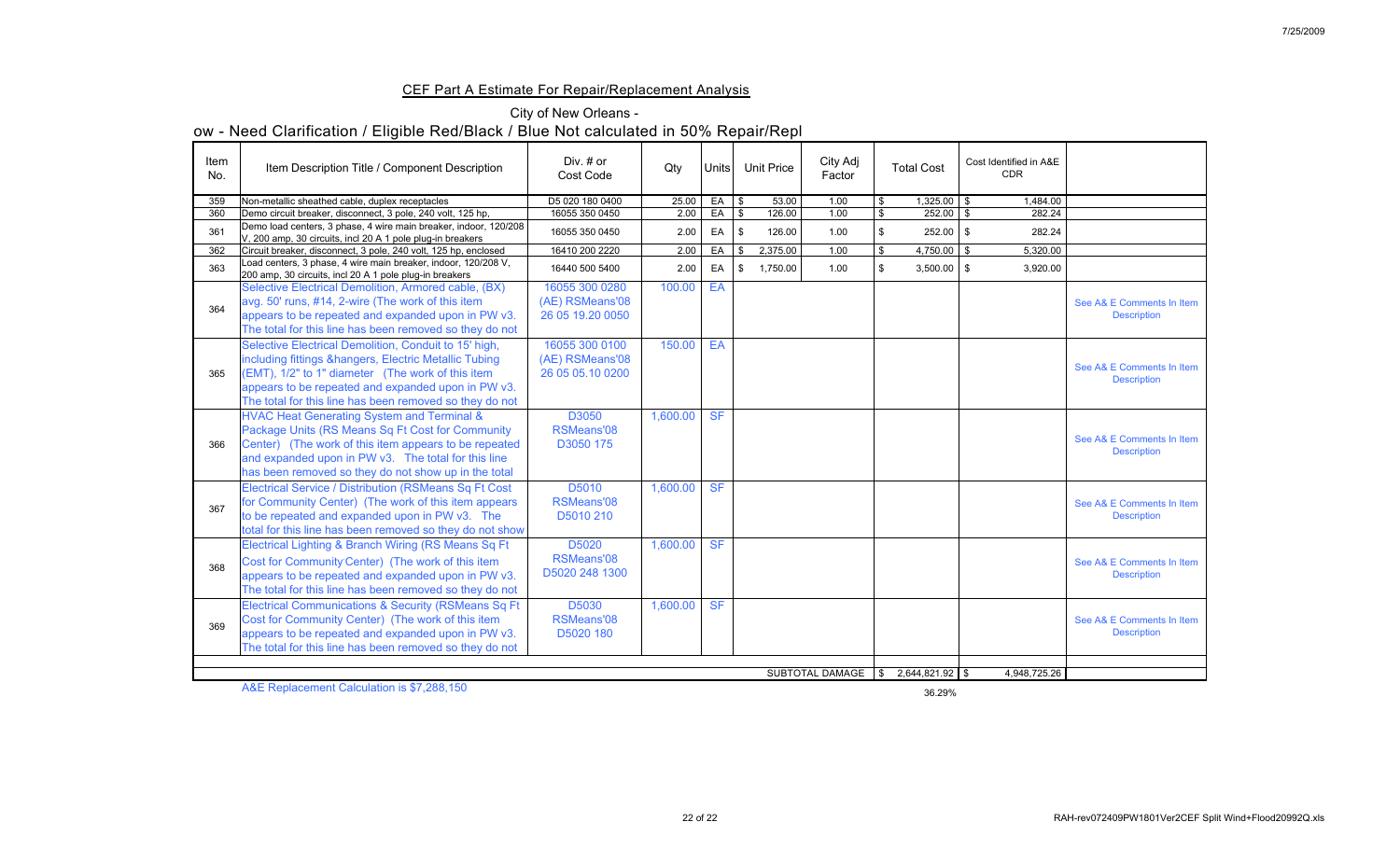## CEF Part A Estimate For Repair/Replacement Analysis

City of New Orleans -

ow - Need Clarification / Eligible Red/Black / Blue Not calculated in 50% Repair/Repl

| Item No. | Item Description Title / Component Description | Div. # or Cost Code | Qty | Units | Unit Price | City Adj Factor | Total Cost | Cost Identified in A&E CDR | |
|---|---|---|---|---|---|---|---|---|---|
| 359 | Non-metallic sheathed cable, duplex receptacles | D5 020 180 0400 | 25.00 | EA | $ 53.00 | 1.00 | $ 1,325.00 | $ 1,484.00 | |
| 360 | Demo circuit breaker, disconnect, 3 pole, 240 volt, 125 hp, | 16055 350 0450 | 2.00 | EA | $ 126.00 | 1.00 | $ 252.00 | $ 282.24 | |
| 361 | Demo load centers, 3 phase, 4 wire main breaker, indoor, 120/208 V, 200 amp, 30 circuits, incl 20 A 1 pole plug-in breakers | 16055 350 0450 | 2.00 | EA | $ 126.00 | 1.00 | $ 252.00 | $ 282.24 | |
| 362 | Circuit breaker, disconnect, 3 pole, 240 volt, 125 hp, enclosed | 16410 200 2220 | 2.00 | EA | $ 2,375.00 | 1.00 | $ 4,750.00 | $ 5,320.00 | |
| 363 | Load centers, 3 phase, 4 wire main breaker, indoor, 120/208 V, 200 amp, 30 circuits, incl 20 A 1 pole plug-in breakers | 16440 500 5400 | 2.00 | EA | $ 1,750.00 | 1.00 | $ 3,500.00 | $ 3,920.00 | |
| 364 | Selective Electrical Demolition, Armored cable, (BX) avg. 50' runs, #14, 2-wire (The work of this item appears to be repeated and expanded upon in PW v3. The total for this line has been removed so they do not | 16055 300 0280 (AE) RSMeans'08 26 05 19.20 0050 | 100.00 | EA | | | | | See A& E Comments In Item Description |
| 365 | Selective Electrical Demolition, Conduit to 15' high, including fittings &hangers, Electric Metallic Tubing (EMT), 1/2" to 1" diameter (The work of this item appears to be repeated and expanded upon in PW v3. The total for this line has been removed so they do not | 16055 300 0100 (AE) RSMeans'08 26 05 05.10 0200 | 150.00 | EA | | | | | See A& E Comments In Item Description |
| 366 | HVAC Heat Generating System and Terminal & Package Units (RS Means Sq Ft Cost for Community Center) (The work of this item appears to be repeated and expanded upon in PW v3. The total for this line has been removed so they do not show up in the total | D3050 RSMeans'08 D3050 175 | 1,600.00 | SF | | | | | See A& E Comments In Item Description |
| 367 | Electrical Service / Distribution (RSMeans Sq Ft Cost for Community Center) (The work of this item appears to be repeated and expanded upon in PW v3. The total for this line has been removed so they do not show | D5010 RSMeans'08 D5010 210 | 1,600.00 | SF | | | | | See A& E Comments In Item Description |
| 368 | Electrical Lighting & Branch Wiring (RS Means Sq Ft Cost for Community Center) (The work of this item appears to be repeated and expanded upon in PW v3. The total for this line has been removed so they do not | D5020 RSMeans'08 D5020 248 1300 | 1,600.00 | SF | | | | | See A& E Comments In Item Description |
| 369 | Electrical Communications & Security (RSMeans Sq Ft Cost for Community Center) (The work of this item appears to be repeated and expanded upon in PW v3. The total for this line has been removed so they do not | D5030 RSMeans'08 D5020 180 | 1,600.00 | SF | | | | | See A& E Comments In Item Description |
| | | | | | | SUBTOTAL DAMAGE | $ 2,644,821.92 | $ 4,948,725.26 | |

A&E Replacement Calculation is $7,288,150

36.29%